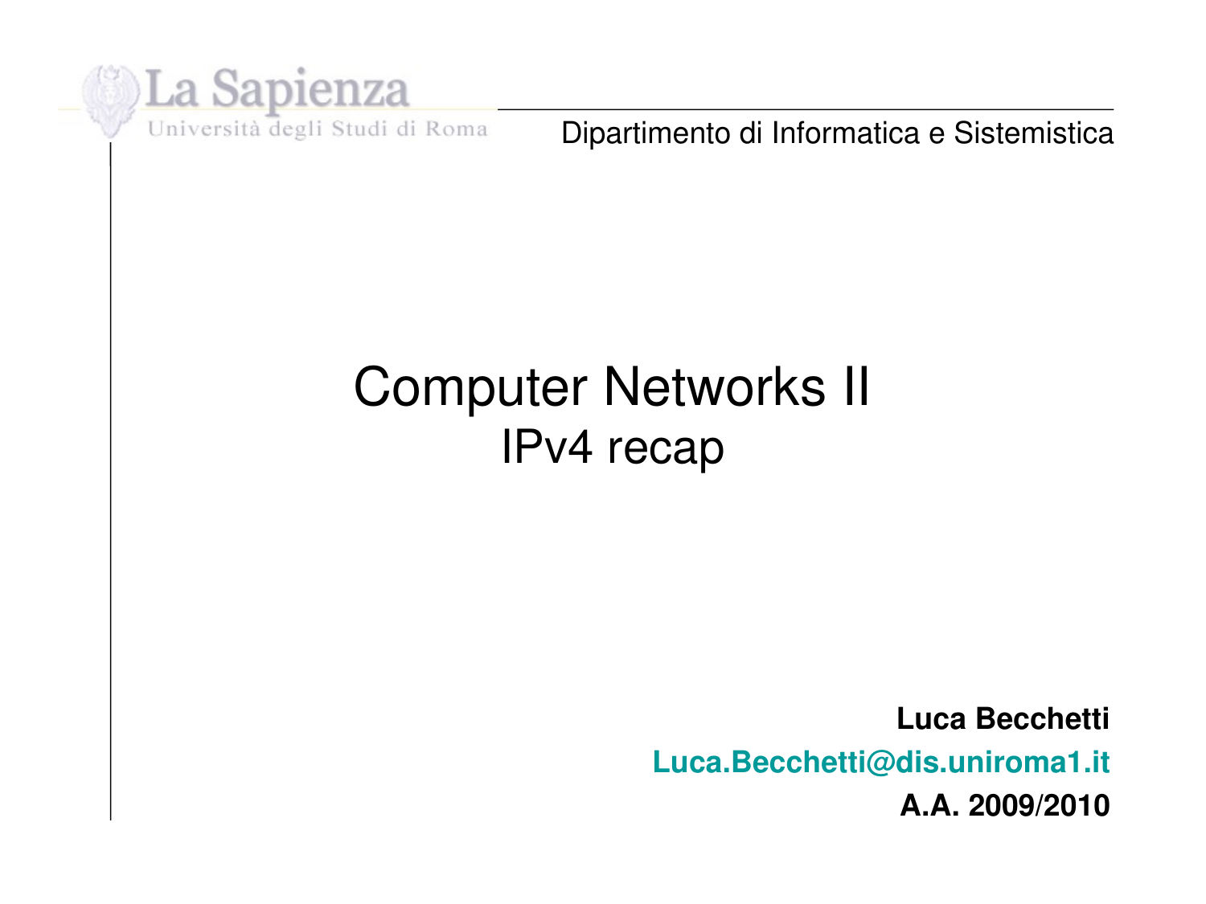La Sapienza

Università degli Studi di Roma

Dipartimento di Informatica e Sistemistica

# Computer Networks II

## IPv4 recap

**Luca Becchetti**

**Luca.Becchetti@dis.uniroma1.it**

**A.A. 2009/2010**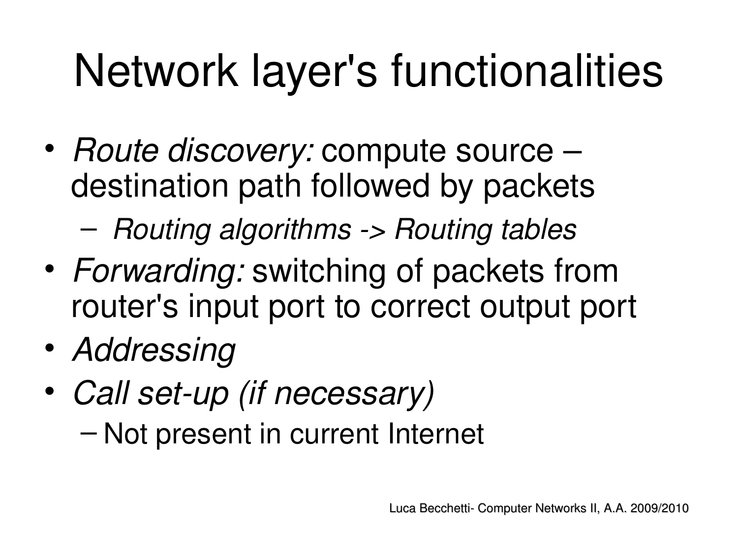# Network layer's functionalities

- *Route discovery:* compute source – destination path followed by packets
  - *Routing algorithms -> Routing tables*
- *Forwarding:* switching of packets from router's input port to correct output port
- *Addressing*
- *Call set-up (if necessary)*
  - Not present in current Internet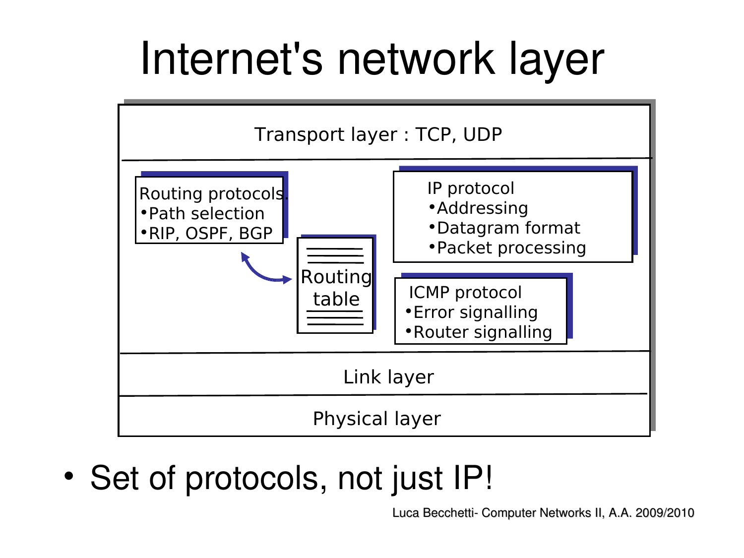# Internet's network layer

Transport layer : TCP, UDP

Routing protocols

- Path selection
- RIP, OSPF, BGP

Routing table

IP protocol

- Addressing
- Datagram format
- Packet processing

ICMP protocol

- Error signalling
- Router signalling

Link layer

Physical layer

- Set of protocols, not just IP!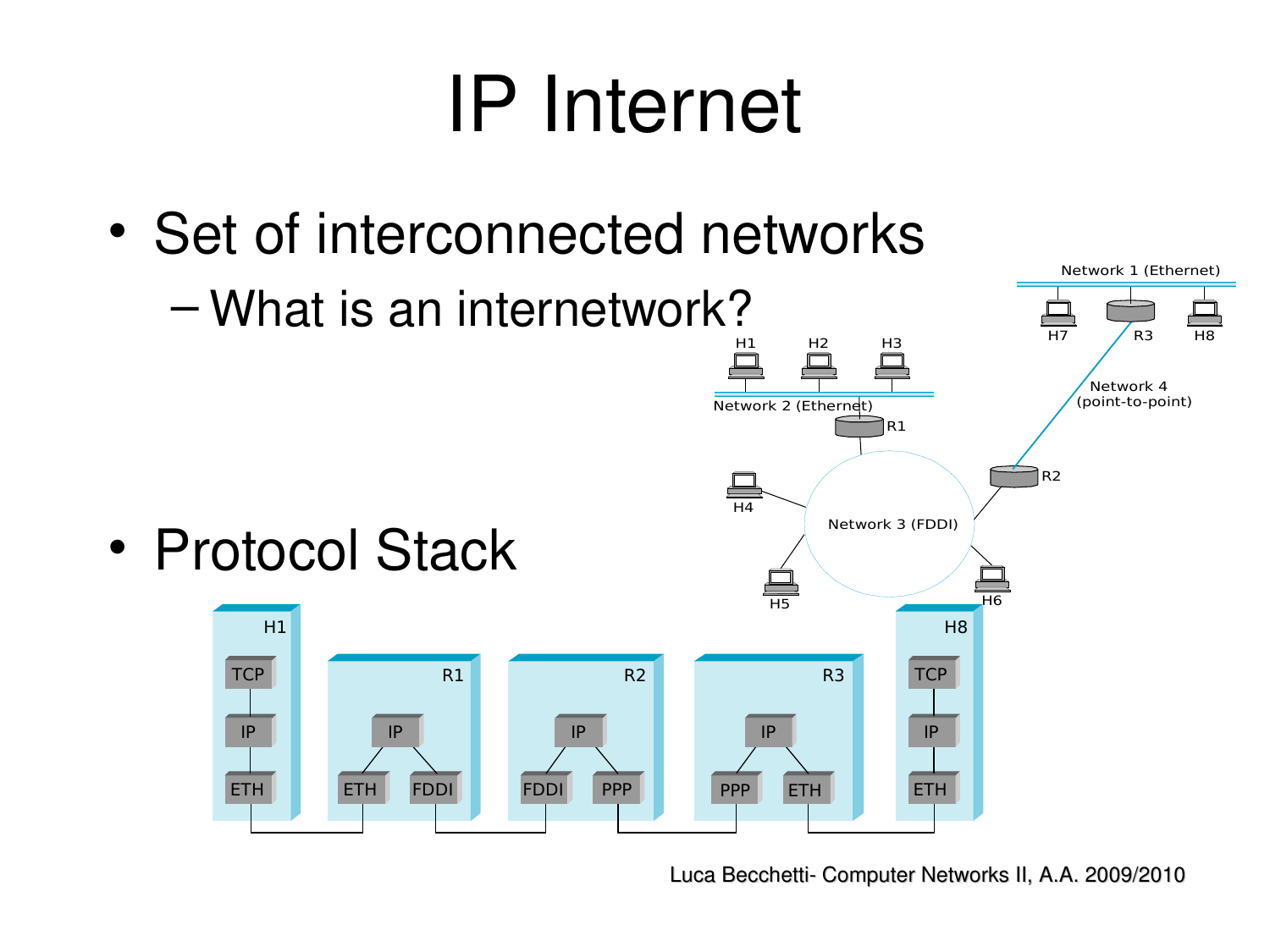# IP Internet

- Set of interconnected networks
  - What is an internetwork?
- Protocol Stack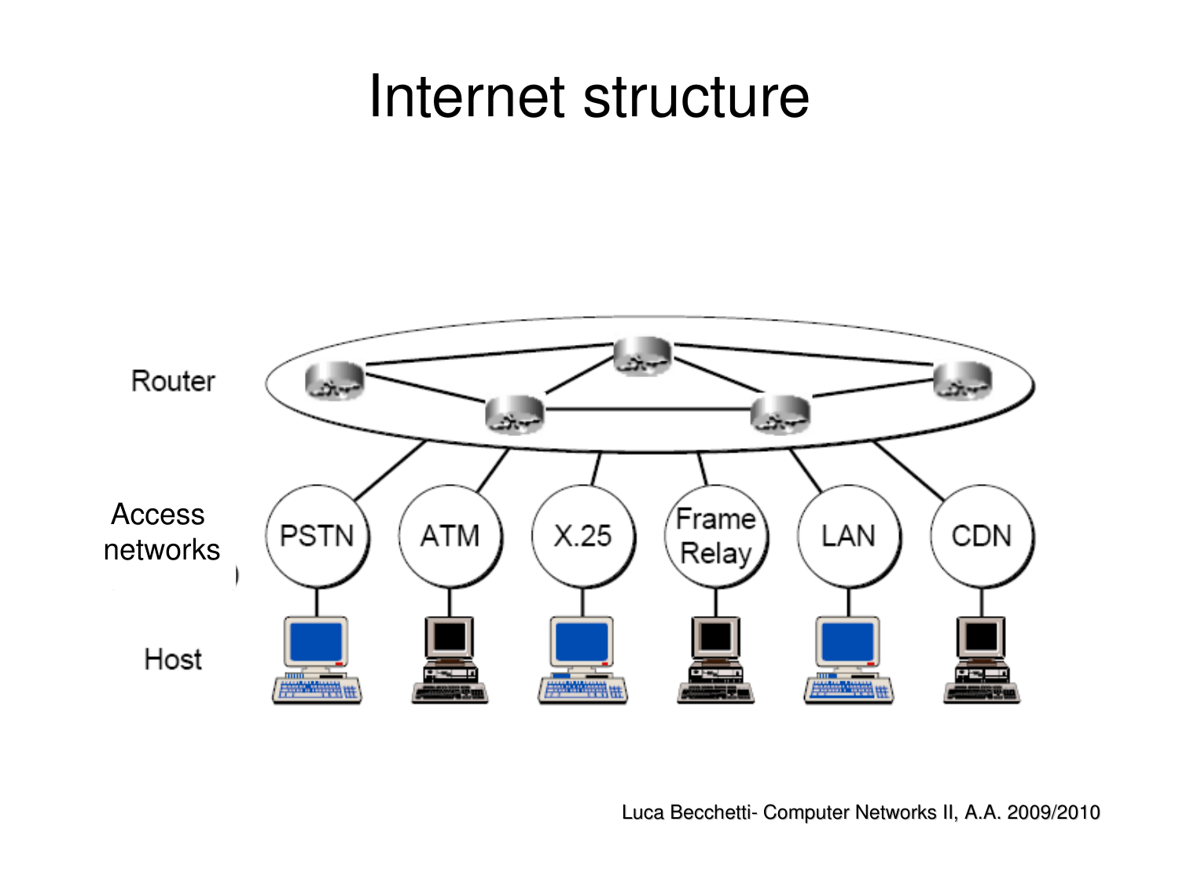# Internet structure

Router

Access networks

Host

PSTN

ATM

X.25

Frame Relay

LAN

CDN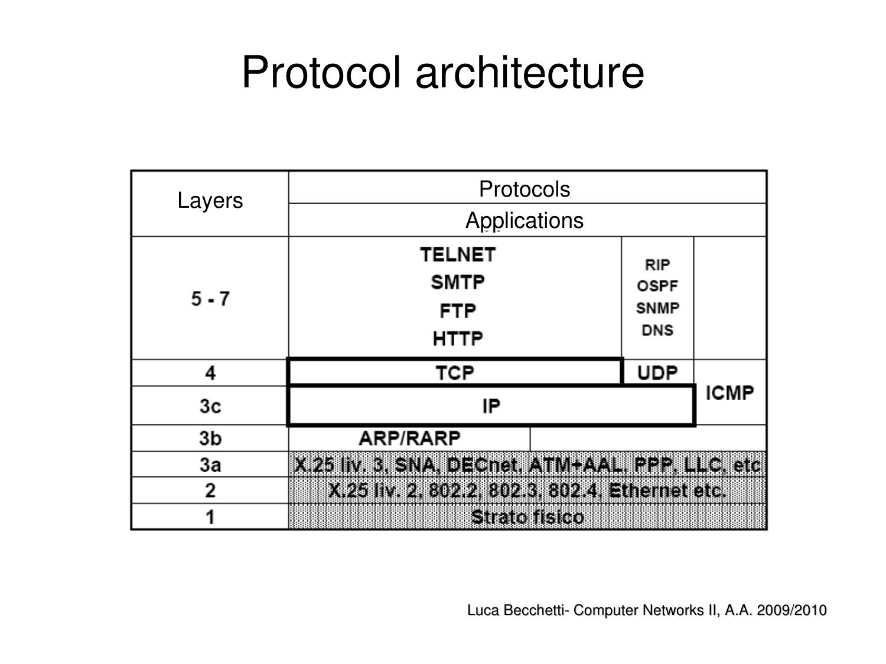# Protocol architecture

| Layers | Protocols | | | |
|---|---|---|---|---|
| | Applications | | | |
| 5 - 7 | TELNET<br>SMTP<br>FTP<br>HTTP | | RIP<br>OSPF<br>SNMP<br>DNS | |
| 4 | TCP | | UDP | ICMP |
| 3c | IP | | | |
| 3b | ARP/RARP | | | |
| 3a | X.25 liv. 3, SNA, DECnet, ATM+AAL, PPP, LLC, etc | | | |
| 2 | X.25 liv. 2, 802.2, 802.3, 802.4, Ethernet etc. | | | |
| 1 | Strato fisico | | | |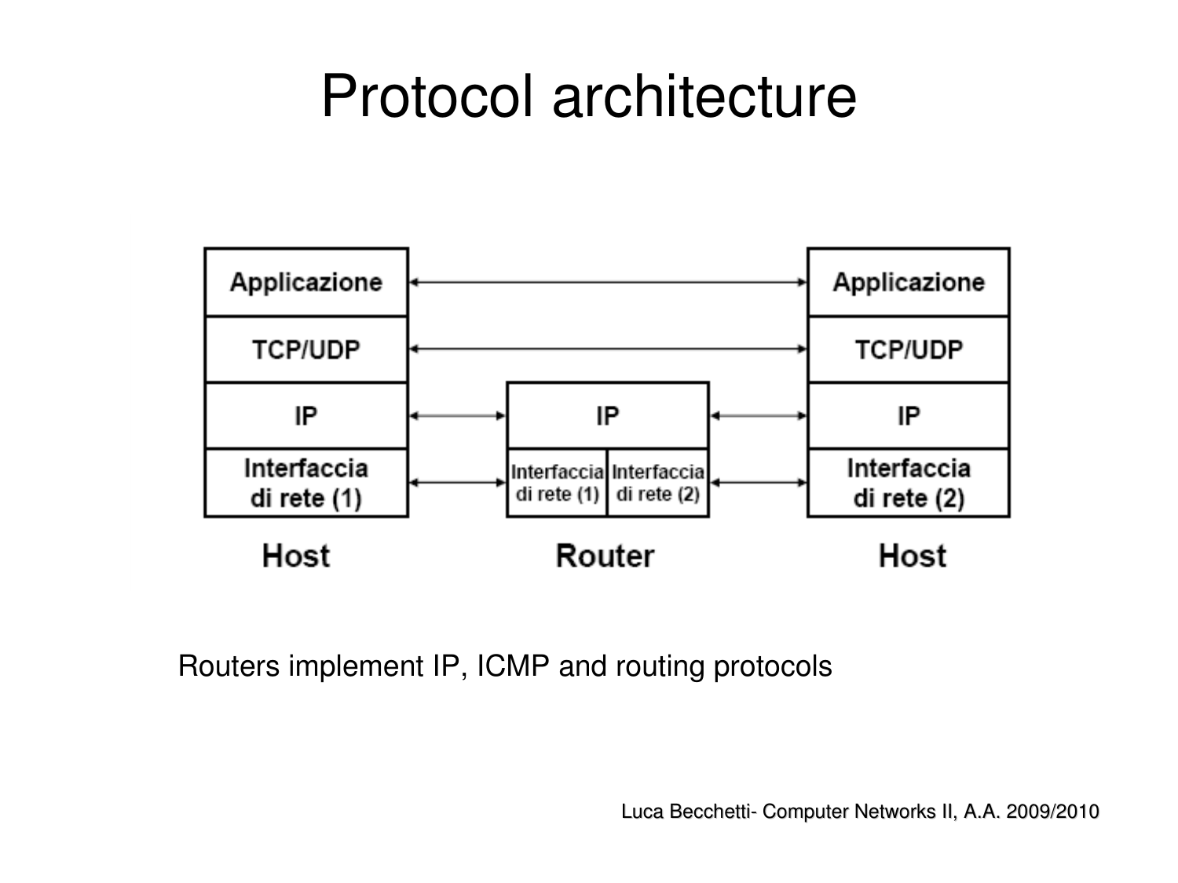# Protocol architecture

| Host | | Router | | Host |
|---|---|---|---|---|
| Applicazione | ↔ | | ↔ | Applicazione |
| TCP/UDP | ↔ | | ↔ | TCP/UDP |
| IP | ↔ | IP | ↔ | IP |
| Interfaccia di rete (1) | ↔ | Interfaccia di rete (1) / Interfaccia di rete (2) | ↔ | Interfaccia di rete (2) |

Routers implement IP, ICMP and routing protocols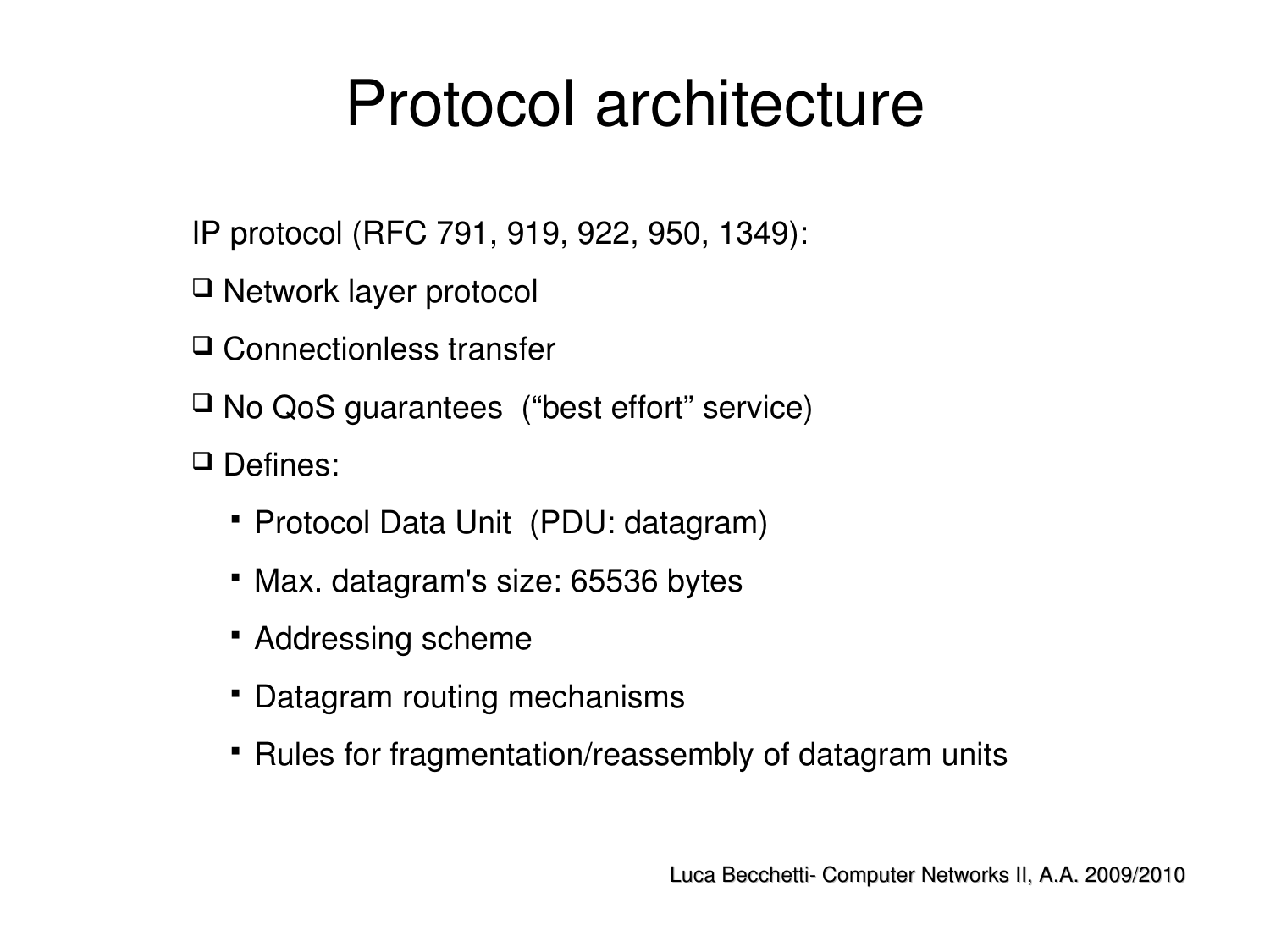# Protocol architecture

IP protocol (RFC 791, 919, 922, 950, 1349):

- Network layer protocol
- Connectionless transfer
- No QoS guarantees ("best effort" service)
- Defines:
  - Protocol Data Unit (PDU: datagram)
  - Max. datagram's size: 65536 bytes
  - Addressing scheme
  - Datagram routing mechanisms
  - Rules for fragmentation/reassembly of datagram units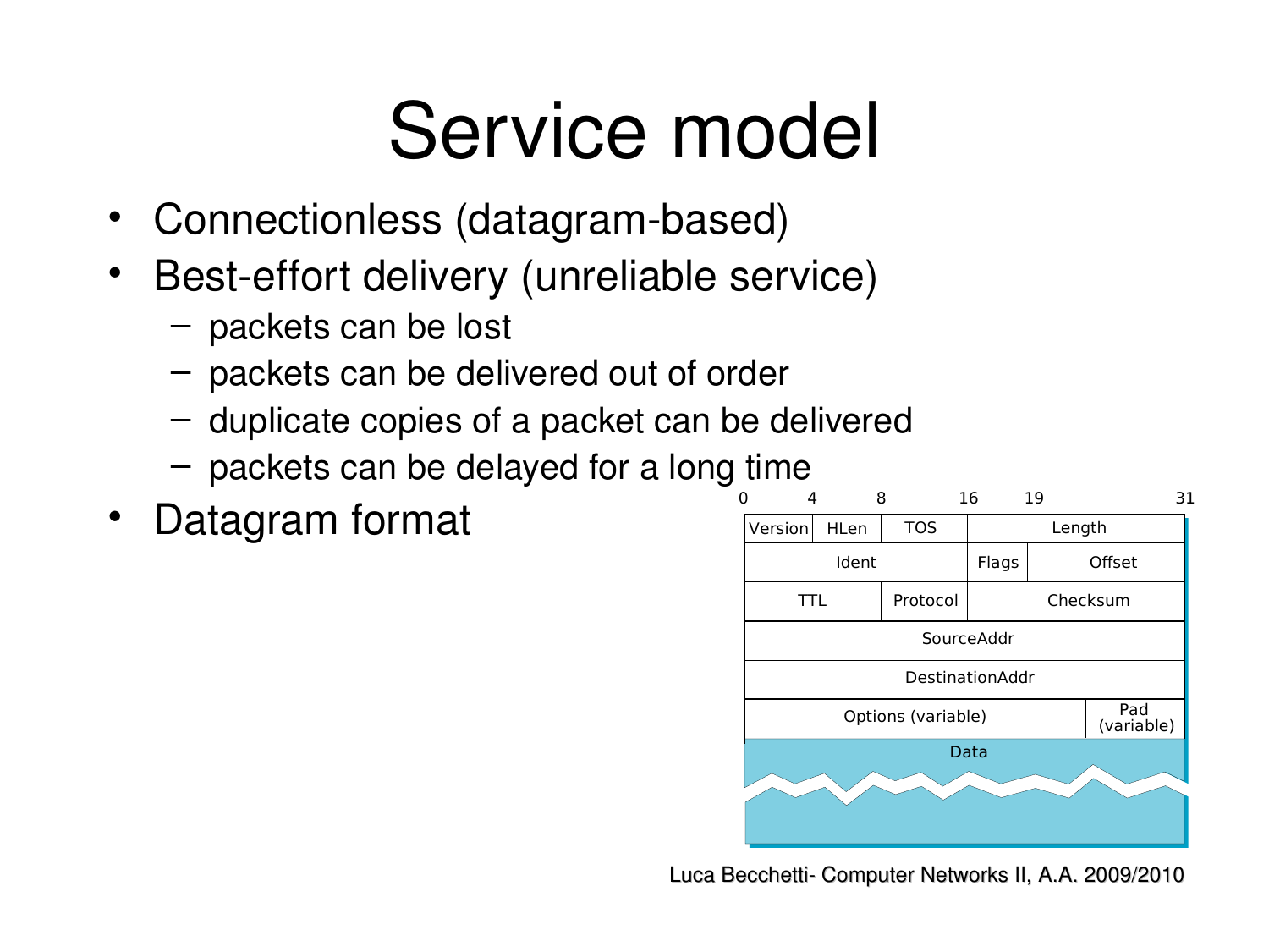# Service model

- Connectionless (datagram-based)
- Best-effort delivery (unreliable service)
  - packets can be lost
  - packets can be delivered out of order
  - duplicate copies of a packet can be delivered
  - packets can be delayed for a long time
- Datagram format

| 0–3 | 4–7 | 8–15 | 16–18 | 19–31 |
|---|---|---|---|---|
| Version | HLen | TOS | Length | |
| Ident | | | Flags | Offset |
| TTL | | Protocol | Checksum | |
| SourceAddr | | | | |
| DestinationAddr | | | | |
| Options (variable) | | | | Pad (variable) |
| Data | | | | |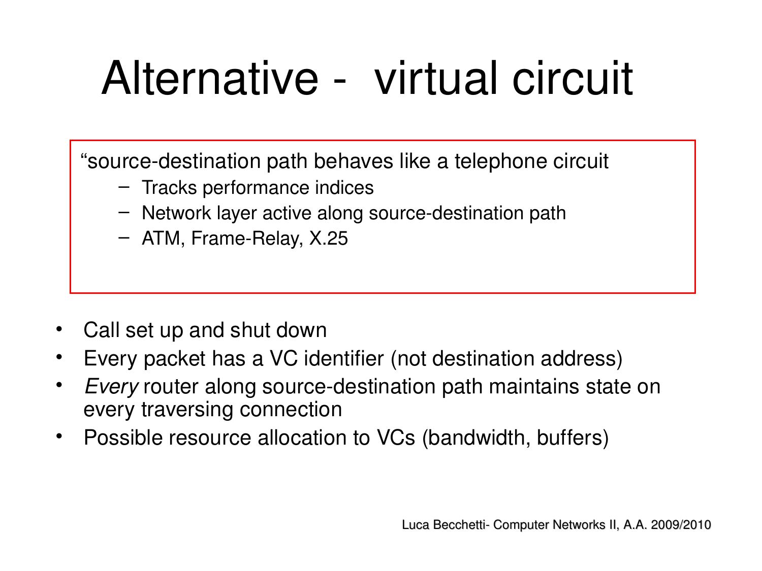# Alternative - virtual circuit

"source-destination path behaves like a telephone circuit
- Tracks performance indices
- Network layer active along source-destination path
- ATM, Frame-Relay, X.25

- Call set up and shut down
- Every packet has a VC identifier (not destination address)
- *Every* router along source-destination path maintains state on every traversing connection
- Possible resource allocation to VCs (bandwidth, buffers)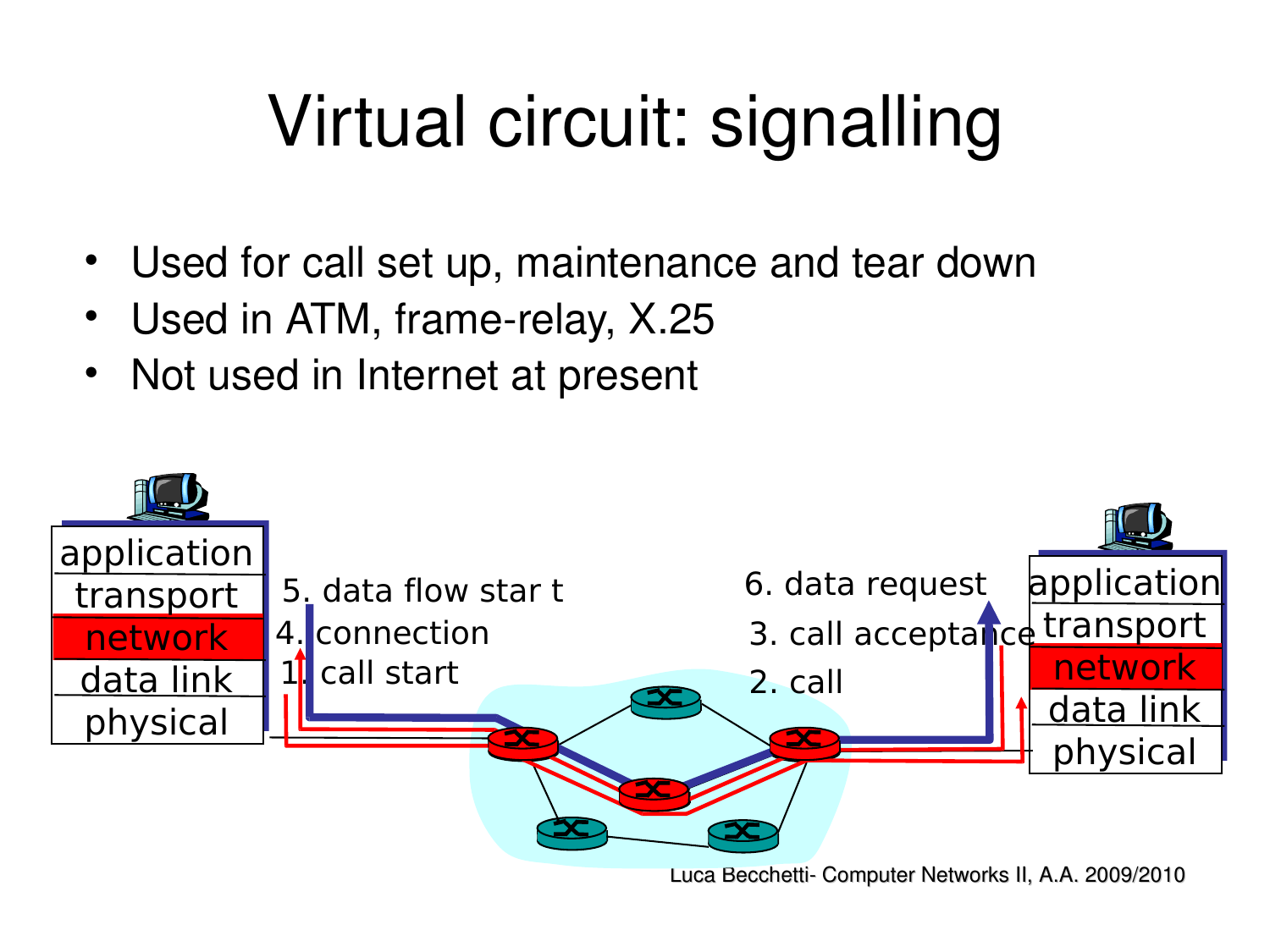# Virtual circuit: signalling

- Used for call set up, maintenance and tear down
- Used in ATM, frame-relay, X.25
- Not used in Internet at present

application
transport
network
data link
physical

1. call start
2. call
3. call acceptance
4. connection
5. data flow start
6. data request

application
transport
network
data link
physical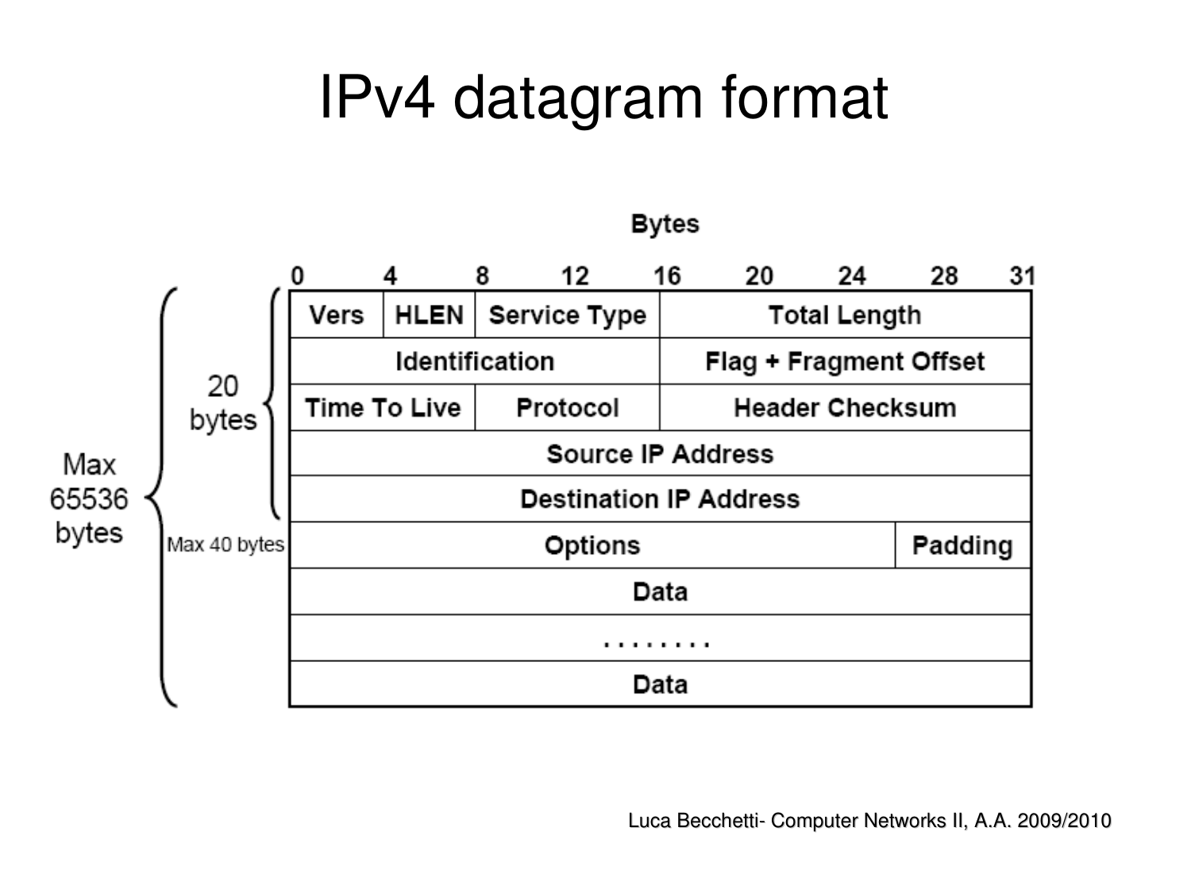# IPv4 datagram format

Bytes

| 0 – 4 | 4 – 8 | 8 – 16 | 16 – 31 |
|---|---|---|---|
| Vers | HLEN | Service Type | Total Length |
| Identification | | Flag + Fragment Offset | |
| Time To Live | | Protocol | Header Checksum |
| Source IP Address | | | |
| Destination IP Address | | | |
| Options | | | Padding |
| Data | | | |
| ........ | | | |
| Data | | | |

- First 5 rows (Vers through Destination IP Address): 20 bytes
- Options + Padding: Max 40 bytes
- Whole datagram: Max 65536 bytes

Luca Becchetti- Computer Networks II, A.A. 2009/2010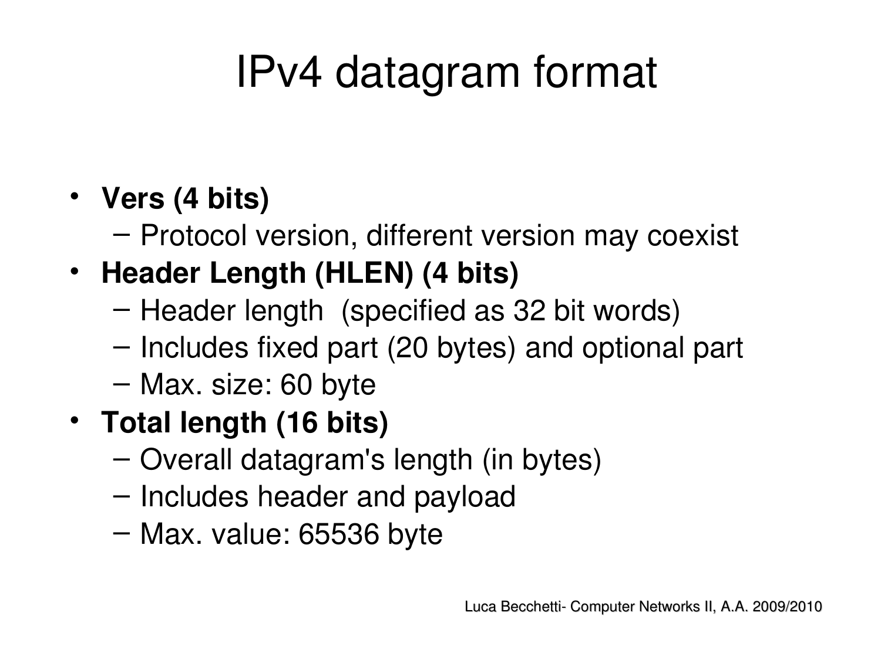# IPv4 datagram format

- **Vers (4 bits)**
  - Protocol version, different version may coexist
- **Header Length (HLEN) (4 bits)**
  - Header length (specified as 32 bit words)
  - Includes fixed part (20 bytes) and optional part
  - Max. size: 60 byte
- **Total length (16 bits)**
  - Overall datagram's length (in bytes)
  - Includes header and payload
  - Max. value: 65536 byte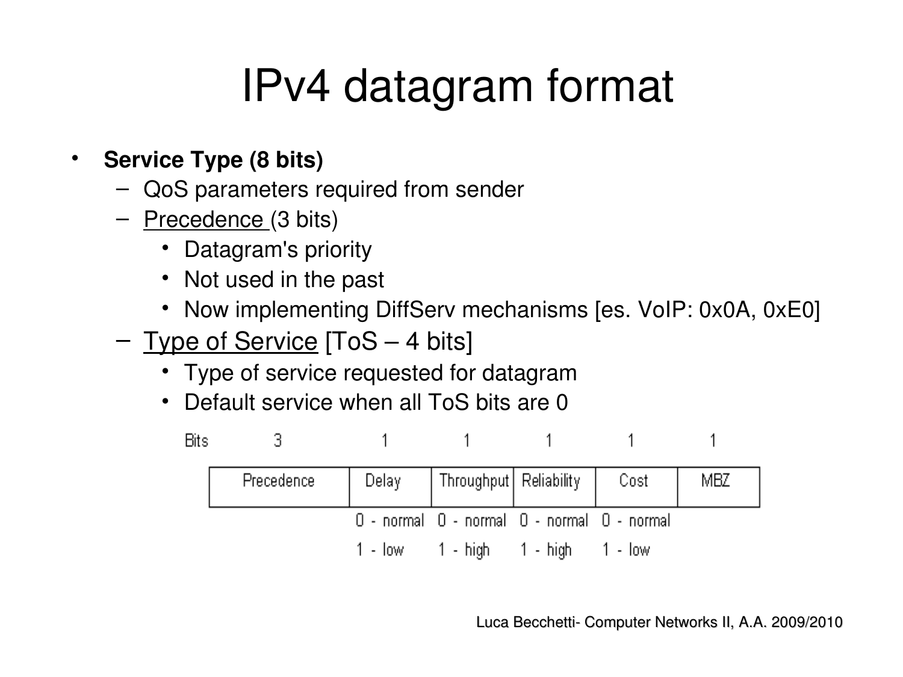# IPv4 datagram format

- **Service Type (8 bits)**
  - QoS parameters required from sender
  - Precedence (3 bits)
    - Datagram's priority
    - Not used in the past
    - Now implementing DiffServ mechanisms [es. VoIP: 0x0A, 0xE0]
  - Type of Service [ToS – 4 bits]
    - Type of service requested for datagram
    - Default service when all ToS bits are 0

| Bits | 3 | 1 | 1 | 1 | 1 | 1 |
|---|---|---|---|---|---|---|
| | Precedence | Delay | Throughput | Reliability | Cost | MBZ |
| | | 0 - normal | 0 - normal | 0 - normal | 0 - normal | |
| | | 1 - low | 1 - high | 1 - high | 1 - low | |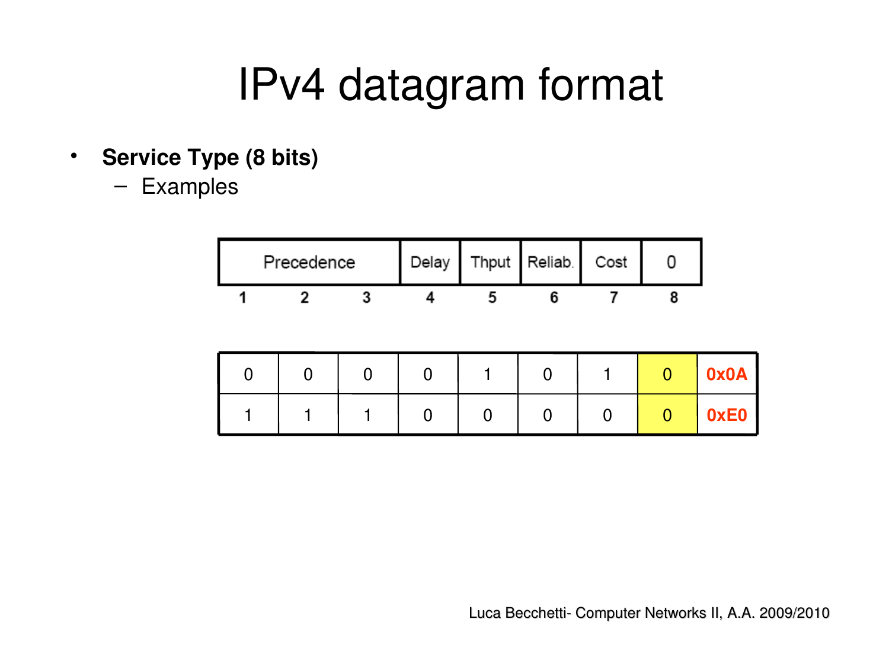# IPv4 datagram format

- **Service Type (8 bits)**
  - Examples

| Precedence | | | Delay | Thput | Reliab. | Cost | 0 |
|---|---|---|---|---|---|---|---|
| 1 | 2 | 3 | 4 | 5 | 6 | 7 | 8 |

| | | | | | | | | |
|---|---|---|---|---|---|---|---|---|
| 0 | 0 | 0 | 0 | 1 | 0 | 1 | 0 | **0x0A** |
| 1 | 1 | 1 | 0 | 0 | 0 | 0 | 0 | **0xE0** |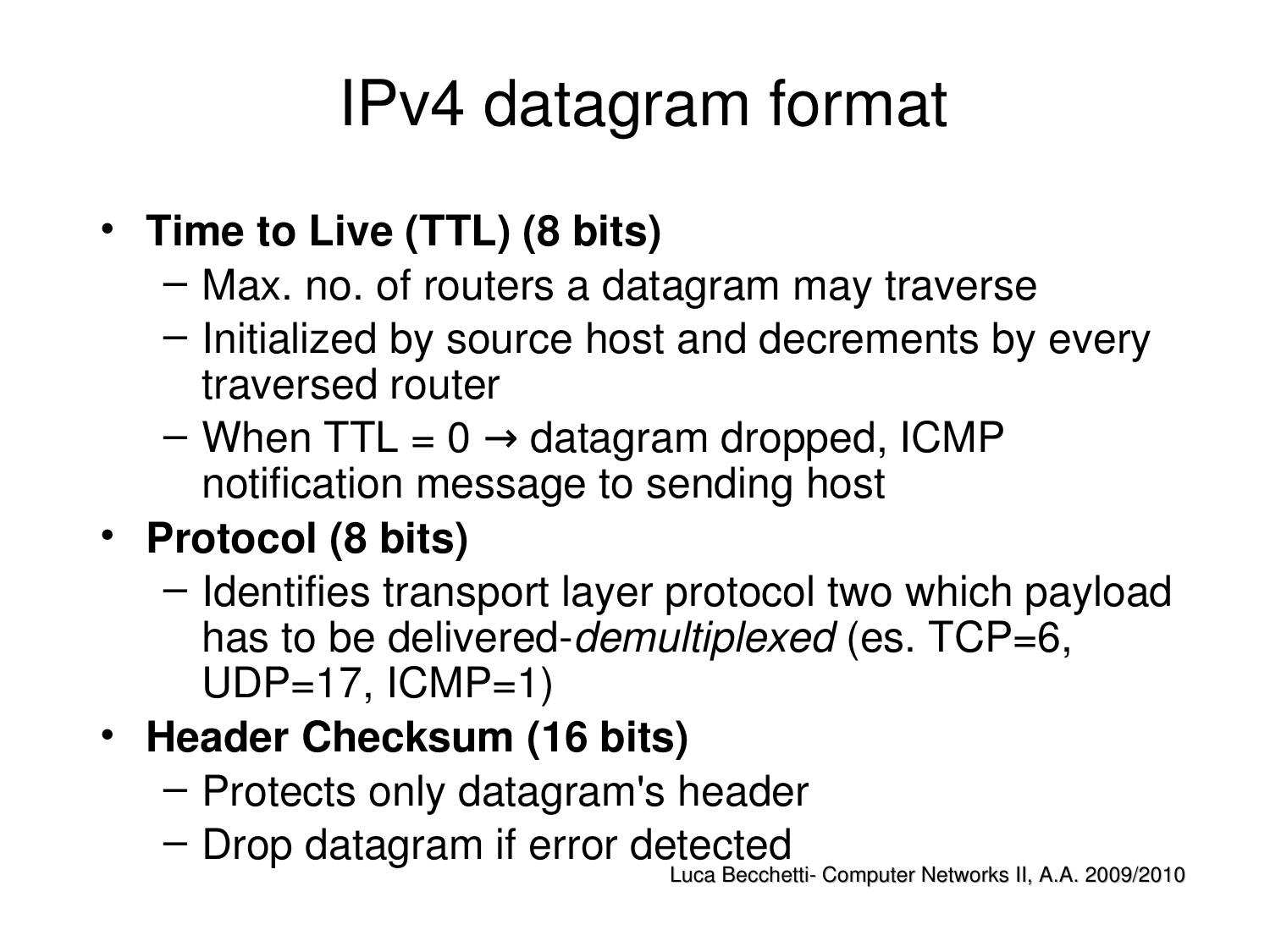# IPv4 datagram format

- **Time to Live (TTL) (8 bits)**
  - Max. no. of routers a datagram may traverse
  - Initialized by source host and decrements by every traversed router
  - When TTL = 0 → datagram dropped, ICMP notification message to sending host
- **Protocol (8 bits)**
  - Identifies transport layer protocol two which payload has to be delivered-*demultiplexed* (es. TCP=6, UDP=17, ICMP=1)
- **Header Checksum (16 bits)**
  - Protects only datagram's header
  - Drop datagram if error detected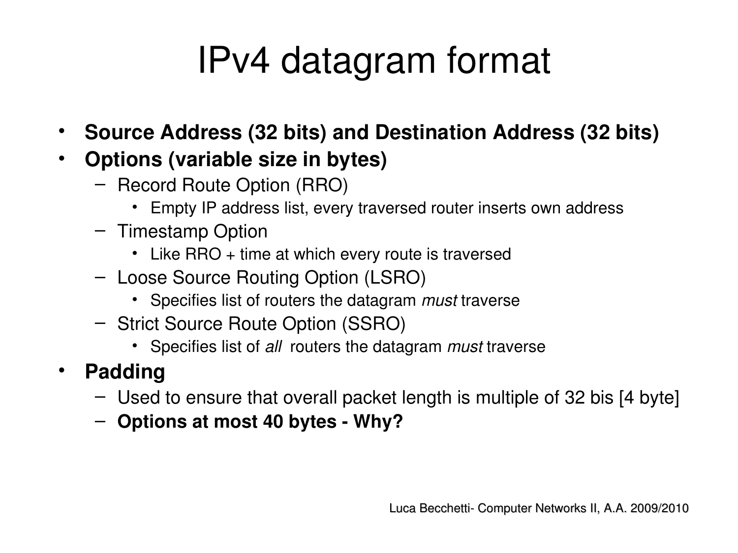# IPv4 datagram format

- **Source Address (32 bits) and Destination Address (32 bits)**
- **Options (variable size in bytes)**
  - Record Route Option (RRO)
    - Empty IP address list, every traversed router inserts own address
  - Timestamp Option
    - Like RRO + time at which every route is traversed
  - Loose Source Routing Option (LSRO)
    - Specifies list of routers the datagram *must* traverse
  - Strict Source Route Option (SSRO)
    - Specifies list of *all* routers the datagram *must* traverse
- **Padding**
  - Used to ensure that overall packet length is multiple of 32 bis [4 byte]
  - **Options at most 40 bytes - Why?**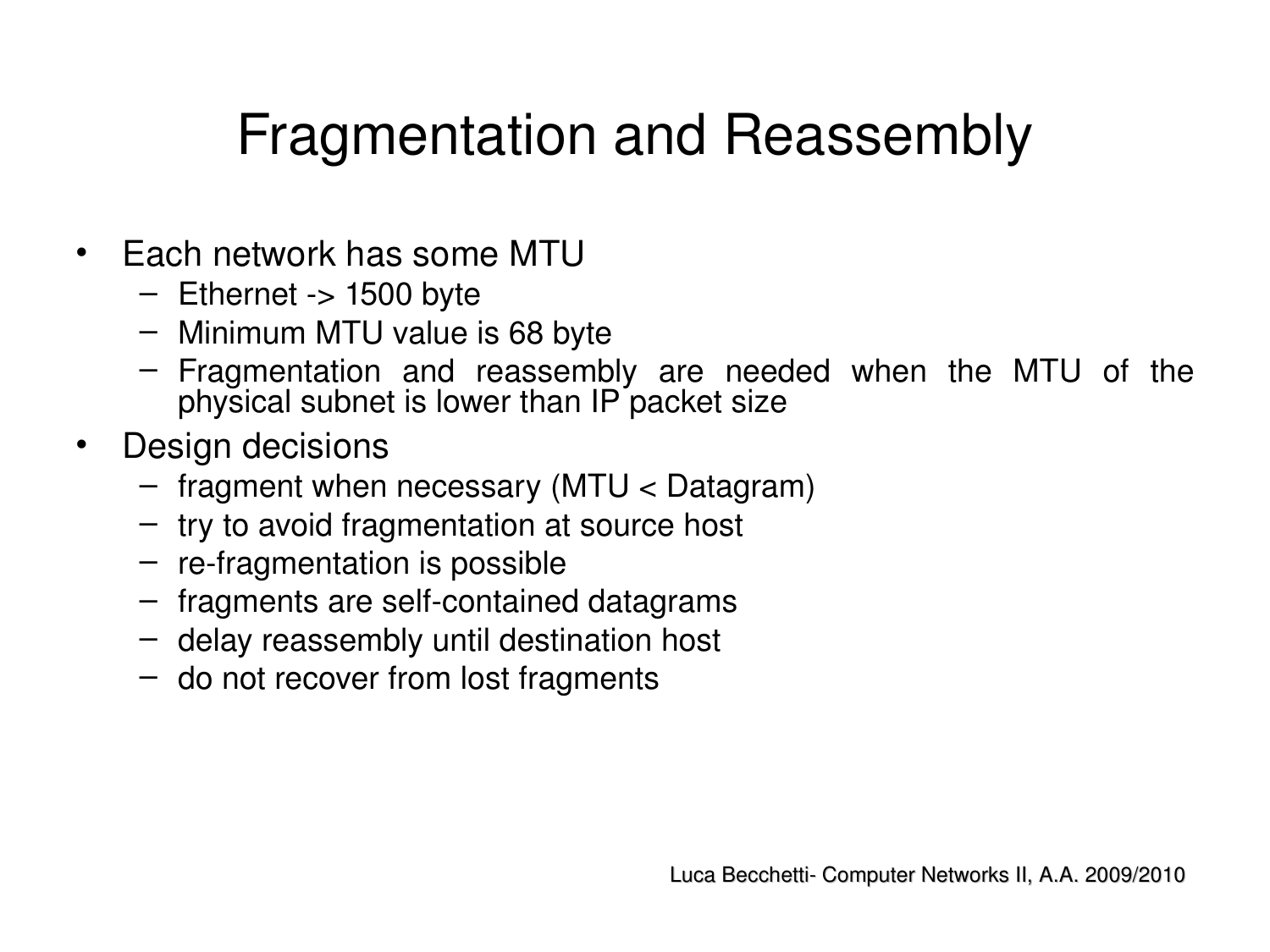# Fragmentation and Reassembly

- Each network has some MTU
  - Ethernet -> 1500 byte
  - Minimum MTU value is 68 byte
  - Fragmentation and reassembly are needed when the MTU of the physical subnet is lower than IP packet size
- Design decisions
  - fragment when necessary (MTU < Datagram)
  - try to avoid fragmentation at source host
  - re-fragmentation is possible
  - fragments are self-contained datagrams
  - delay reassembly until destination host
  - do not recover from lost fragments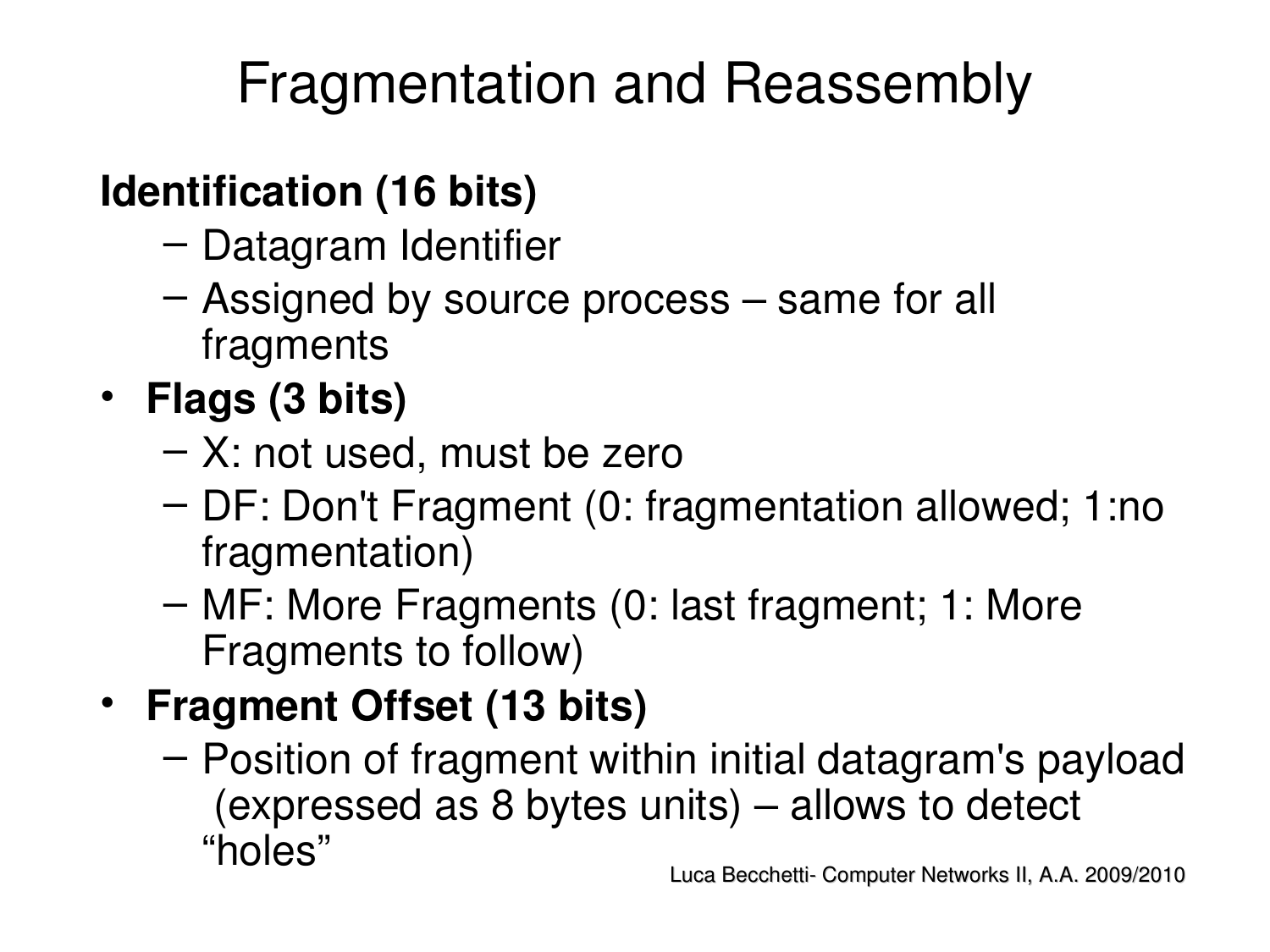# Fragmentation and Reassembly

**Identification (16 bits)**

- Datagram Identifier
- Assigned by source process – same for all fragments

- **Flags (3 bits)**
  - X: not used, must be zero
  - DF: Don't Fragment (0: fragmentation allowed; 1:no fragmentation)
  - MF: More Fragments (0: last fragment; 1: More Fragments to follow)
- **Fragment Offset (13 bits)**
  - Position of fragment within initial datagram's payload (expressed as 8 bytes units) – allows to detect "holes"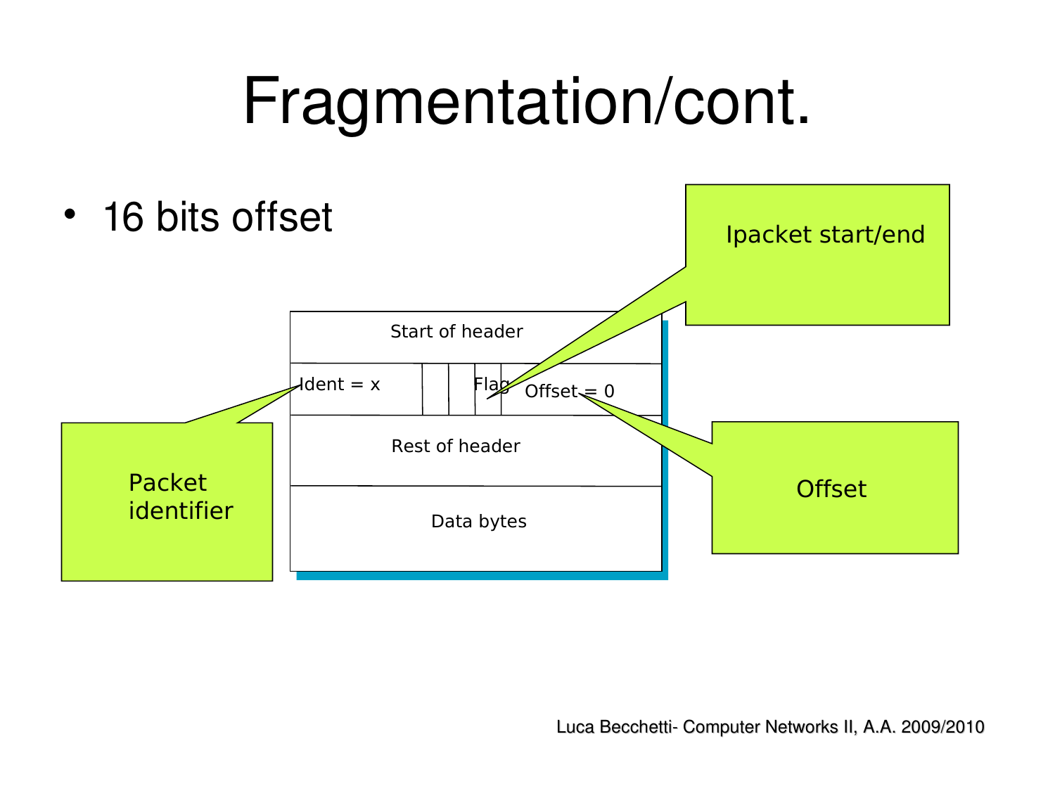# Fragmentation/cont.

- 16 bits offset

Start of header

Ident = x | | | Flag | Offset = 0

Rest of header

Data bytes

Packet identifier

Ipacket start/end

Offset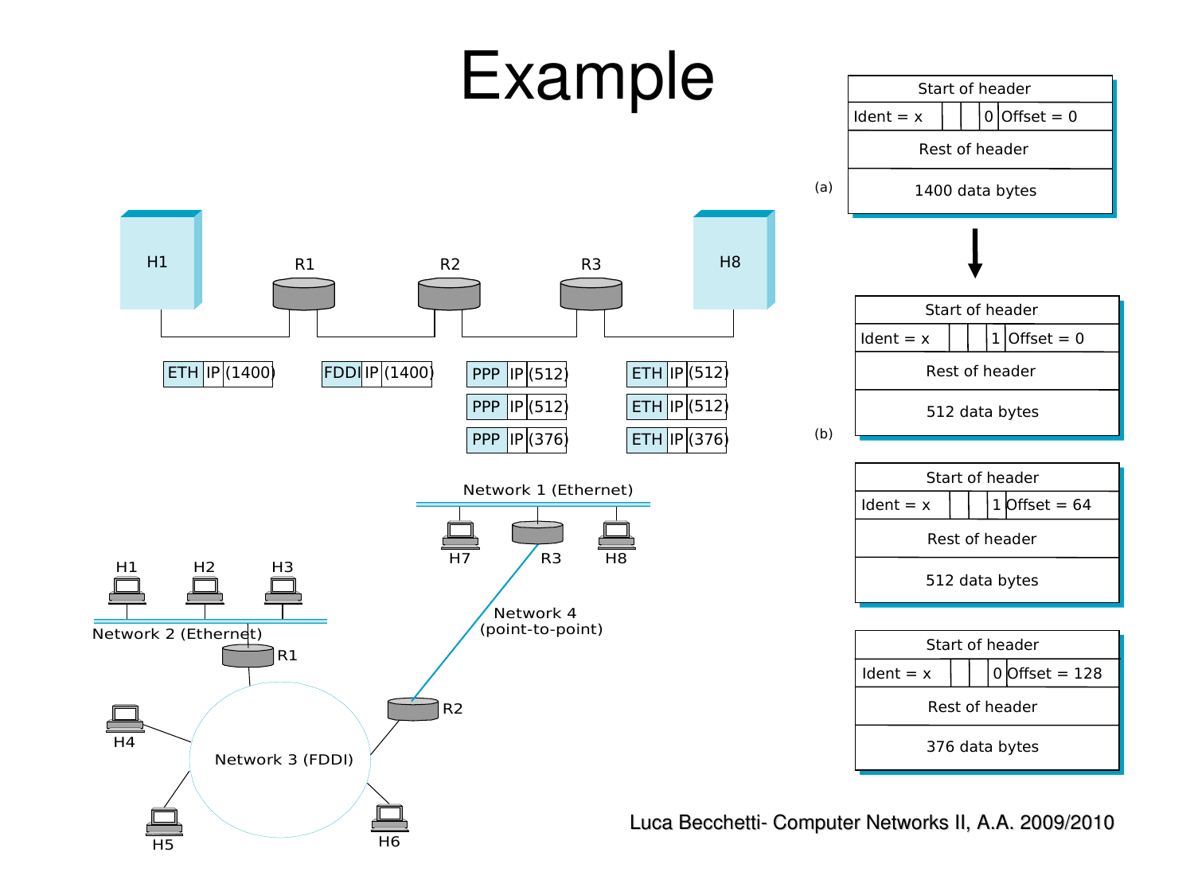# Example

H1 — R1 — R2 — R3 — H8

| ETH | IP | (1400) |
|---|---|---|

| FDDI | IP | (1400) |
|---|---|---|

| PPP | IP | (512) |
|---|---|---|
| PPP | IP | (512) |
| PPP | IP | (376) |

| ETH | IP | (512) |
|---|---|---|
| ETH | IP | (512) |
| ETH | IP | (376) |

Network 1 (Ethernet): H7, R3, H8

Network 2 (Ethernet): H1, H2, H3, R1

Network 3 (FDDI): R1, H4, H5, H6, R2

Network 4 (point-to-point): R2, R3

(a)

| Start of header |
|---|
| Ident = x &#124; &#124; &#124; 0 &#124; Offset = 0 |
| Rest of header |
| 1400 data bytes |

(b)

| Start of header |
|---|
| Ident = x &#124; &#124; &#124; 1 &#124; Offset = 0 |
| Rest of header |
| 512 data bytes |

| Start of header |
|---|
| Ident = x &#124; &#124; &#124; 1 &#124; Offset = 64 |
| Rest of header |
| 512 data bytes |

| Start of header |
|---|
| Ident = x &#124; &#124; &#124; 0 &#124; Offset = 128 |
| Rest of header |
| 376 data bytes |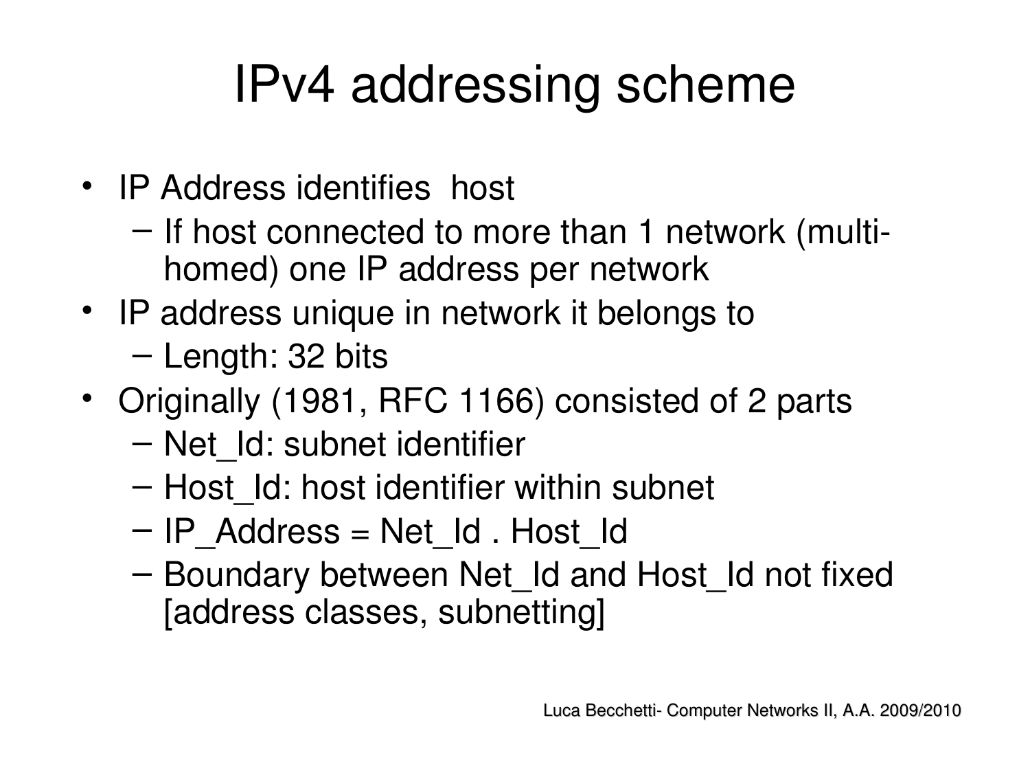# IPv4 addressing scheme

- IP Address identifies host
  - If host connected to more than 1 network (multi-homed) one IP address per network
- IP address unique in network it belongs to
  - Length: 32 bits
- Originally (1981, RFC 1166) consisted of 2 parts
  - Net_Id: subnet identifier
  - Host_Id: host identifier within subnet
  - IP_Address = Net_Id . Host_Id
  - Boundary between Net_Id and Host_Id not fixed [address classes, subnetting]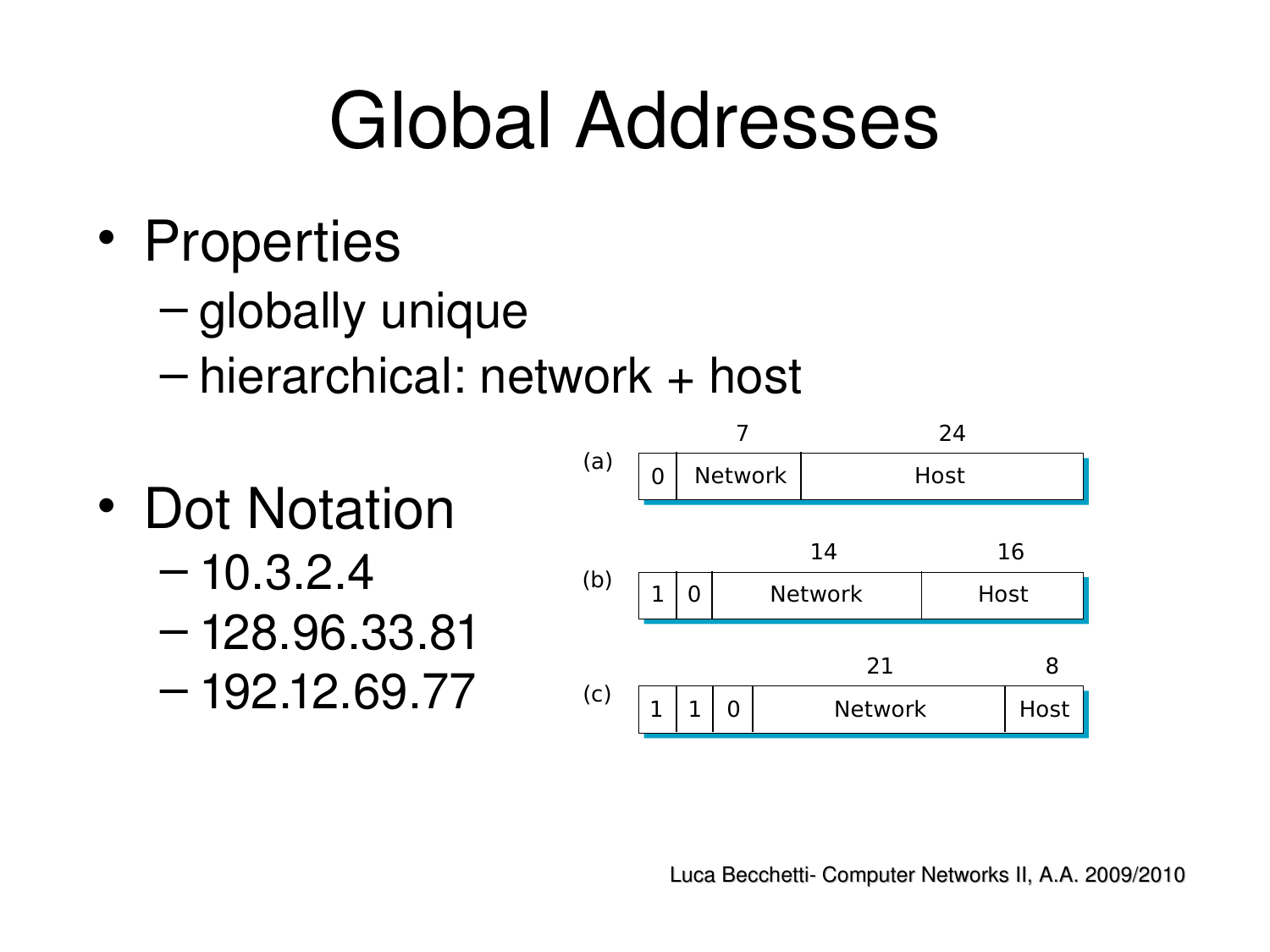# Global Addresses

- Properties
  - globally unique
  - hierarchical: network + host

- Dot Notation
  - 10.3.2.4
  - 128.96.33.81
  - 192.12.69.77

(a)

| 0 | Network (7) | Host (24) |
|---|---|---|

(b)

| 1 | 0 | Network (14) | Host (16) |
|---|---|---|---|

(c)

| 1 | 1 | 0 | Network (21) | Host (8) |
|---|---|---|---|---|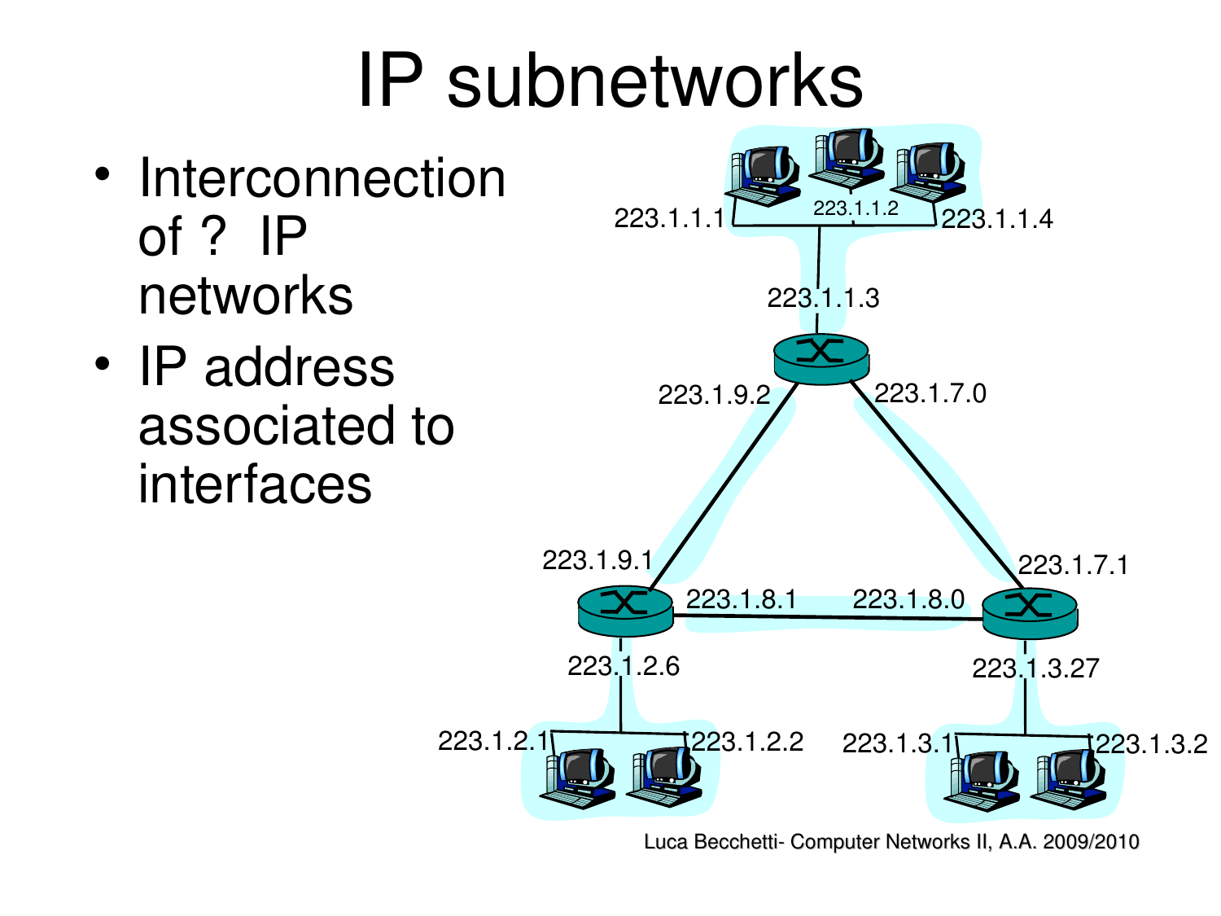# IP subnetworks

- Interconnection of ? IP networks
- IP address associated to interfaces

223.1.1.1 223.1.1.2 223.1.1.4

223.1.1.3

223.1.9.2 223.1.7.0

223.1.9.1 223.1.7.1

223.1.8.1 223.1.8.0

223.1.2.6 223.1.3.27

223.1.2.1 223.1.2.2 223.1.3.1 223.1.3.2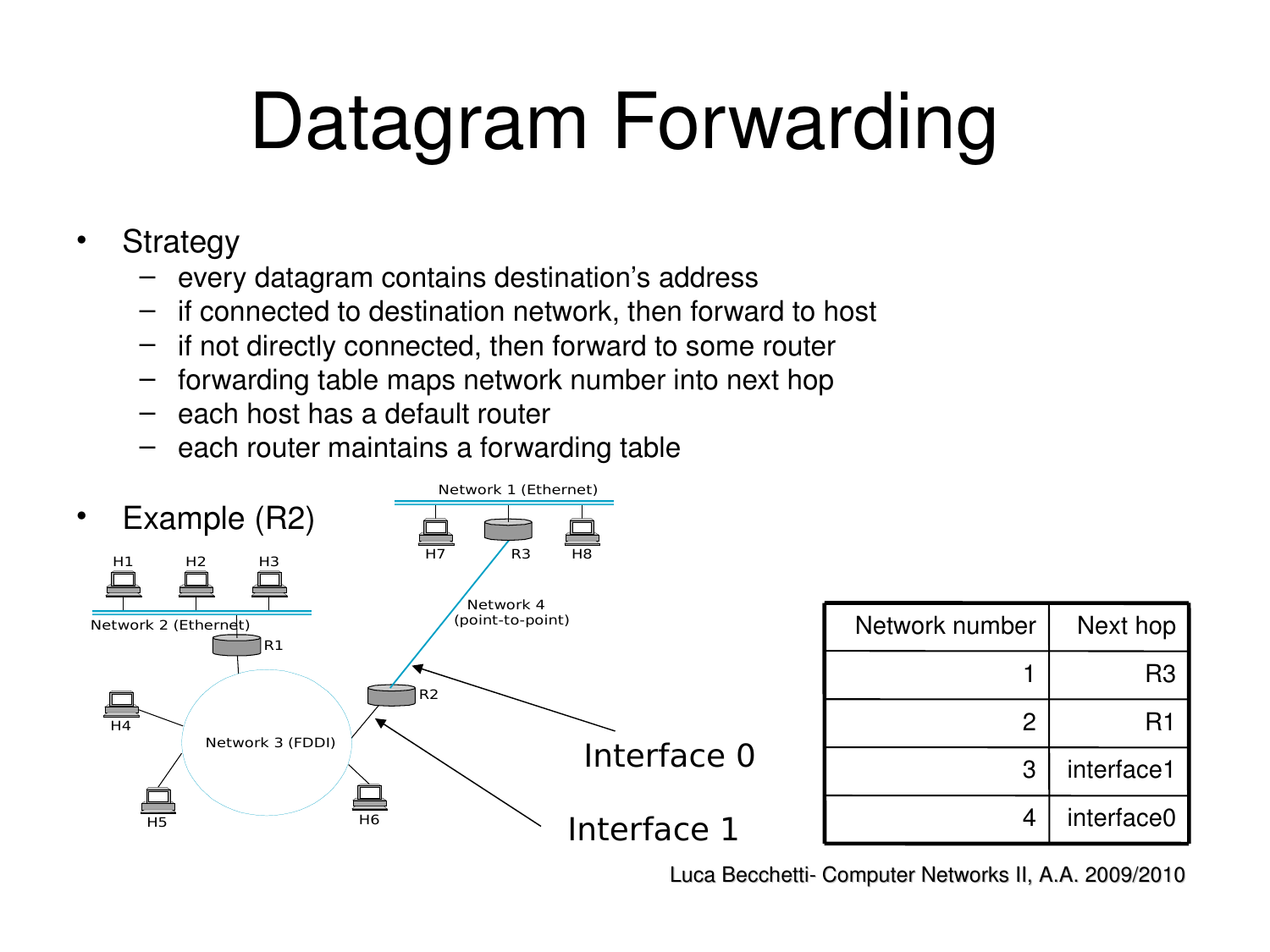# Datagram Forwarding

- Strategy
  - every datagram contains destination's address
  - if connected to destination network, then forward to host
  - if not directly connected, then forward to some router
  - forwarding table maps network number into next hop
  - each host has a default router
  - each router maintains a forwarding table
- Example (R2)

Network 1 (Ethernet)

H7 R3 H8

H1 H2 H3

Network 2 (Ethernet)

R1

Network 4 (point-to-point)

H4

R2

Network 3 (FDDI)

H5 H6

Interface 0

Interface 1

| Network number | Next hop |
| --- | --- |
| 1 | R3 |
| 2 | R1 |
| 3 | interface1 |
| 4 | interface0 |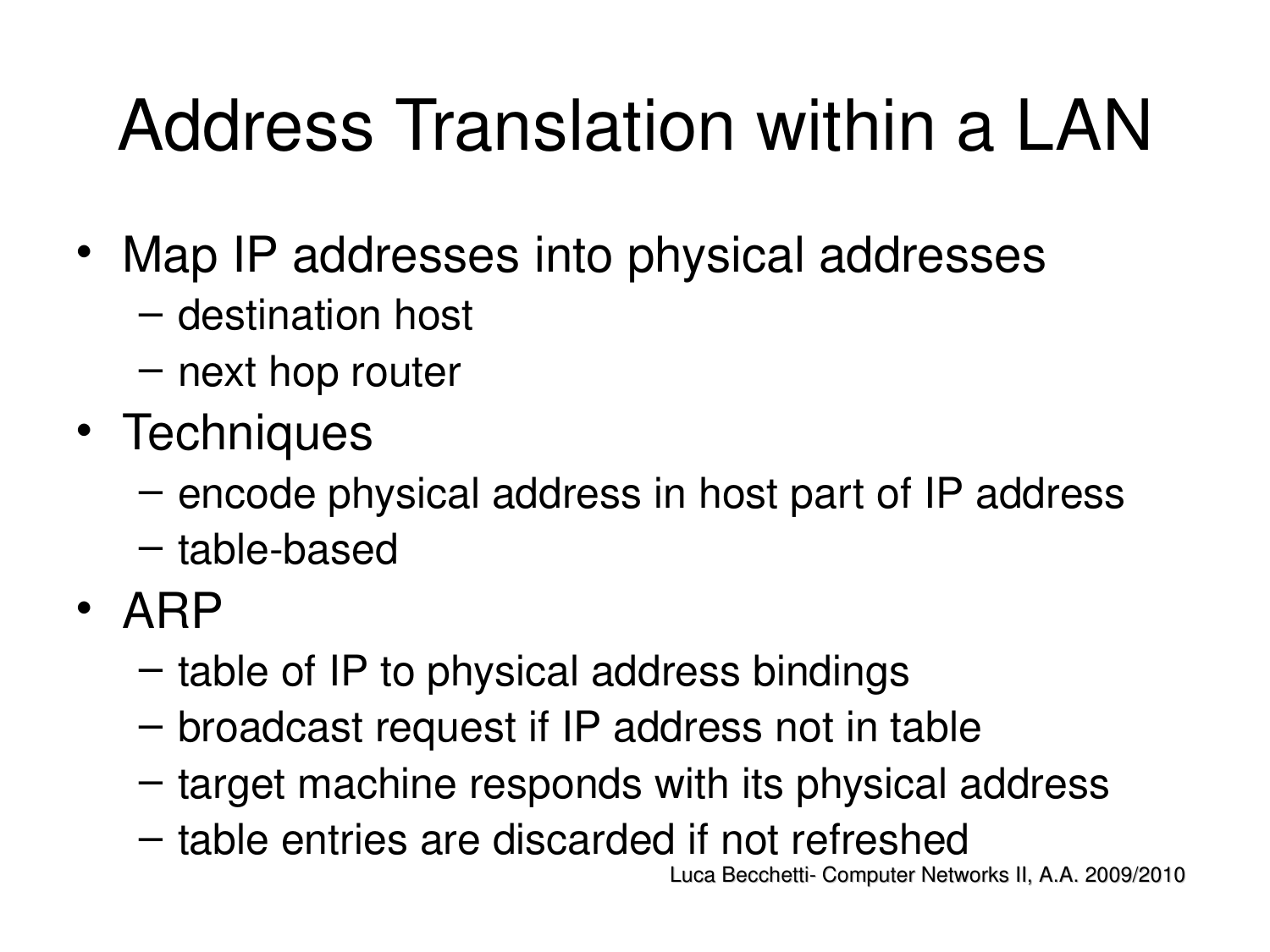# Address Translation within a LAN

- Map IP addresses into physical addresses
  - destination host
  - next hop router
- Techniques
  - encode physical address in host part of IP address
  - table-based
- ARP
  - table of IP to physical address bindings
  - broadcast request if IP address not in table
  - target machine responds with its physical address
  - table entries are discarded if not refreshed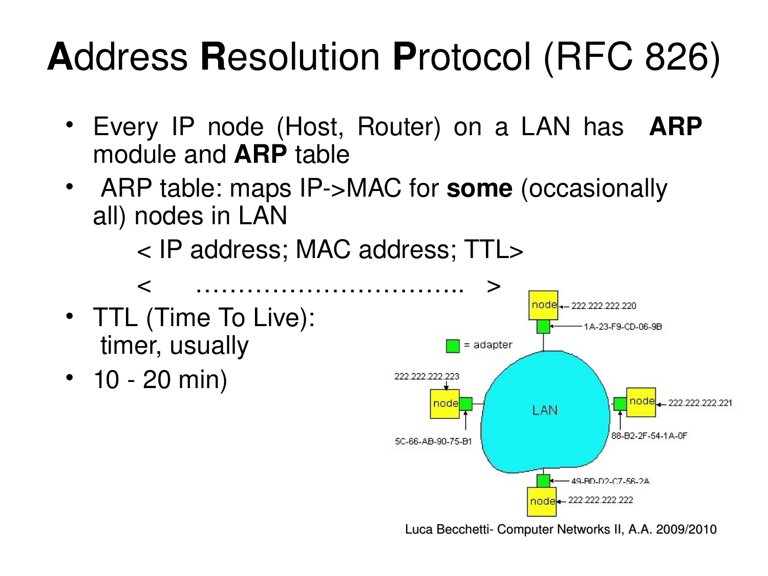# **A**ddress **R**esolution **P**rotocol (RFC 826)

- Every IP node (Host, Router) on a LAN has **ARP** module and **ARP** table
- ARP table: maps IP->MAC for **some** (occasionally all) nodes in LAN

  < IP address; MAC address; TTL>

  < ………………………….. >
- TTL (Time To Live): timer, usually
- 10 - 20 min)

node – 222.222.222.220

1A-23-F9-CD-06-9B

= adapter

222.222.222.223

node

5C-66-AB-90-75-B1

LAN

node – 222.222.222.221

88-B2-2F-54-1A-0F

49-BD-D2-C7-56-2A

node – 222.222.222.222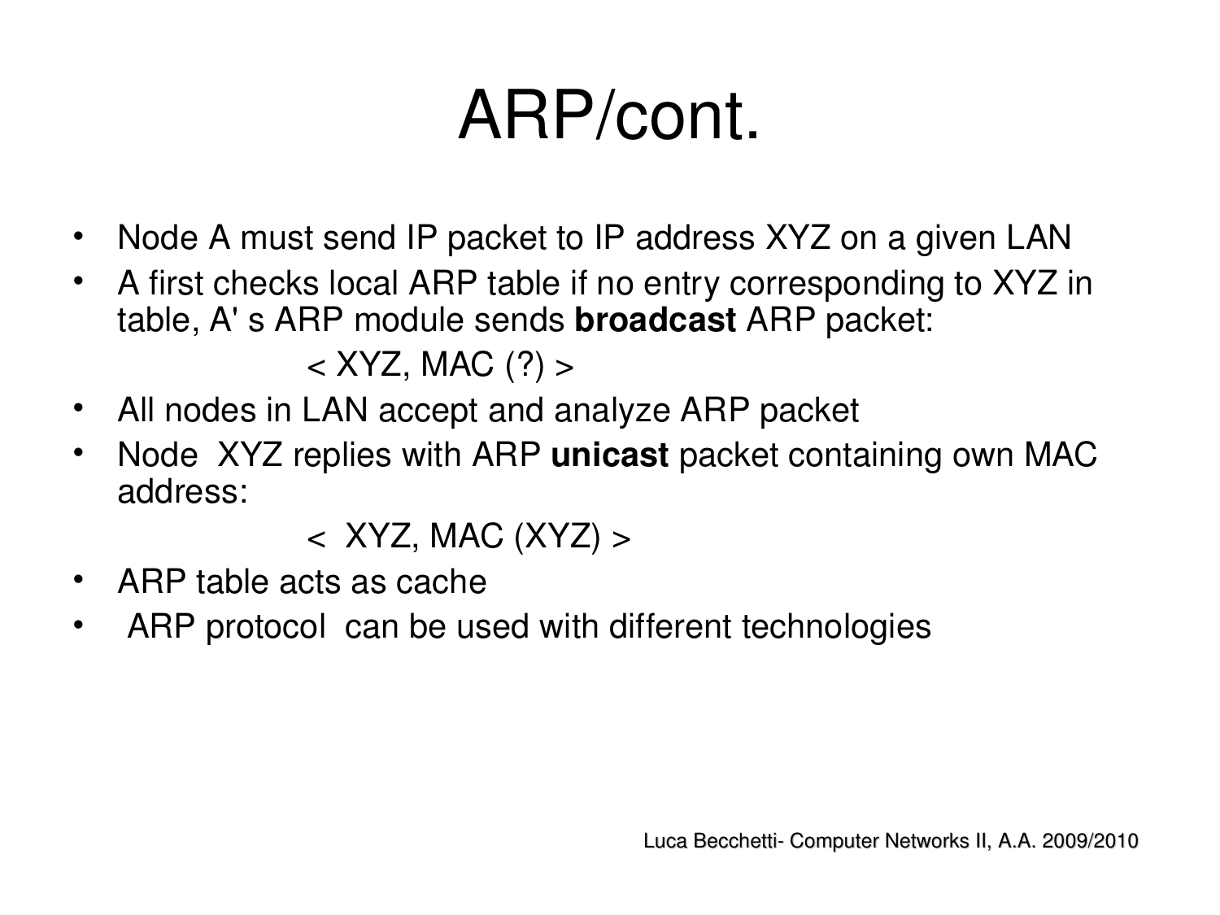# ARP/cont.

- Node A must send IP packet to IP address XYZ on a given LAN
- A first checks local ARP table if no entry corresponding to XYZ in table, A' s ARP module sends **broadcast** ARP packet:

  < XYZ, MAC (?) >

- All nodes in LAN accept and analyze ARP packet
- Node XYZ replies with ARP **unicast** packet containing own MAC address:

  < XYZ, MAC (XYZ) >

- ARP table acts as cache
- ARP protocol can be used with different technologies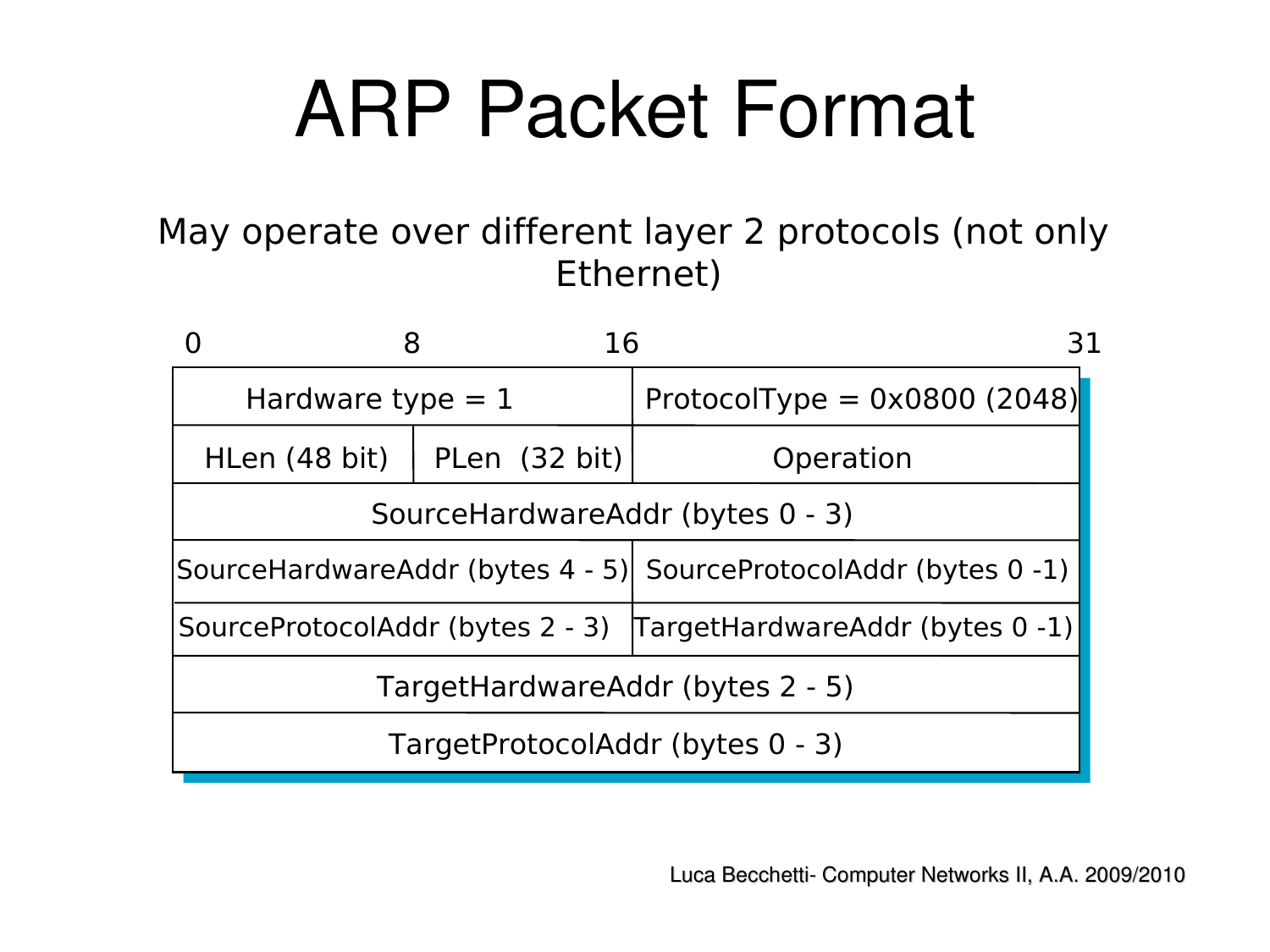# ARP Packet Format

May operate over different layer 2 protocols (not only Ethernet)

| 0 | 8 | 16 | 31 |
|---|---|---|---|
| Hardware type = 1 | | ProtocolType = 0x0800 (2048) | |
| HLen (48 bit) | PLen (32 bit) | Operation | |
| SourceHardwareAddr (bytes 0 - 3) | | | |
| SourceHardwareAddr (bytes 4 - 5) | | SourceProtocolAddr (bytes 0 -1) | |
| SourceProtocolAddr (bytes 2 - 3) | | TargetHardwareAddr (bytes 0 -1) | |
| TargetHardwareAddr (bytes 2 - 5) | | | |
| TargetProtocolAddr (bytes 0 - 3) | | | |

Luca Becchetti- Computer Networks II, A.A. 2009/2010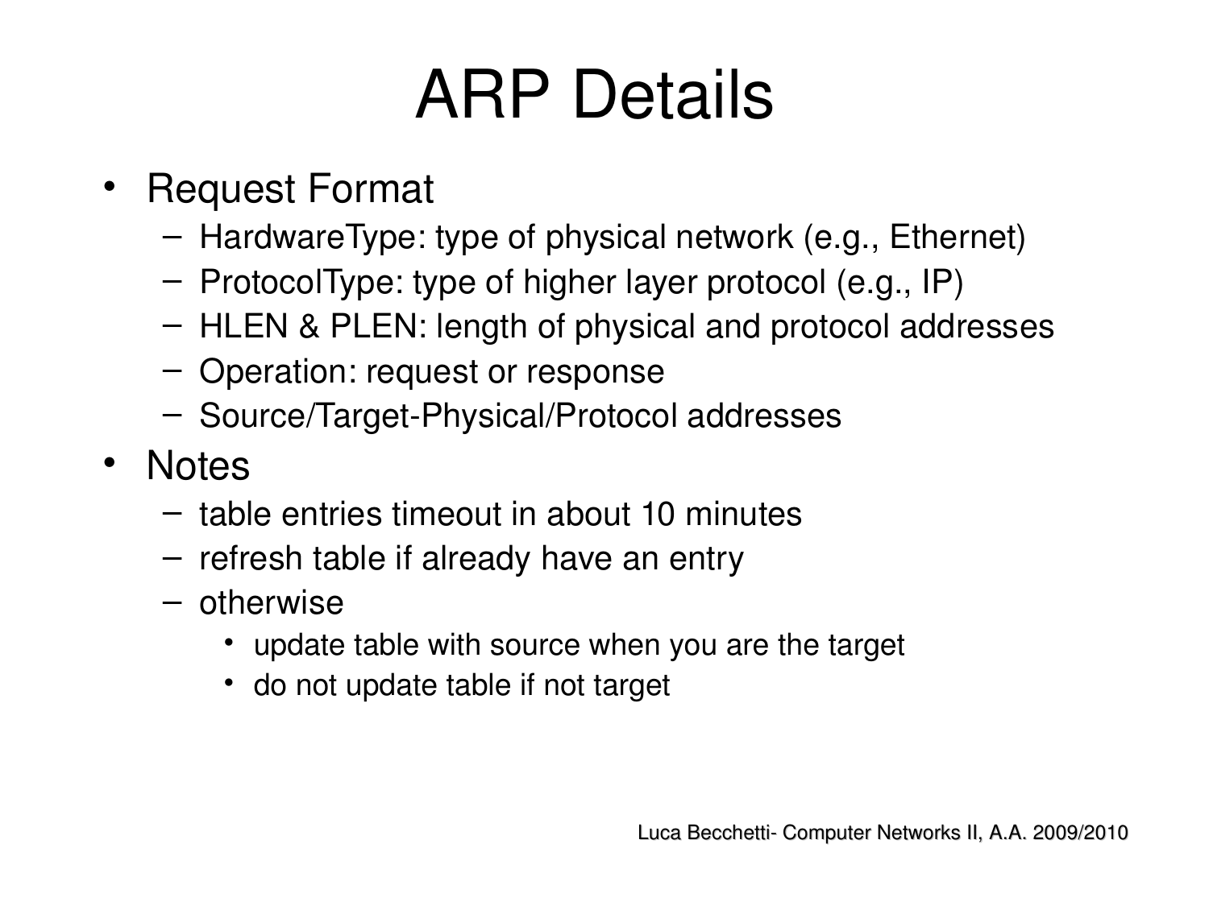# ARP Details

- Request Format
  - HardwareType: type of physical network (e.g., Ethernet)
  - ProtocolType: type of higher layer protocol (e.g., IP)
  - HLEN & PLEN: length of physical and protocol addresses
  - Operation: request or response
  - Source/Target-Physical/Protocol addresses
- Notes
  - table entries timeout in about 10 minutes
  - refresh table if already have an entry
  - otherwise
    - update table with source when you are the target
    - do not update table if not target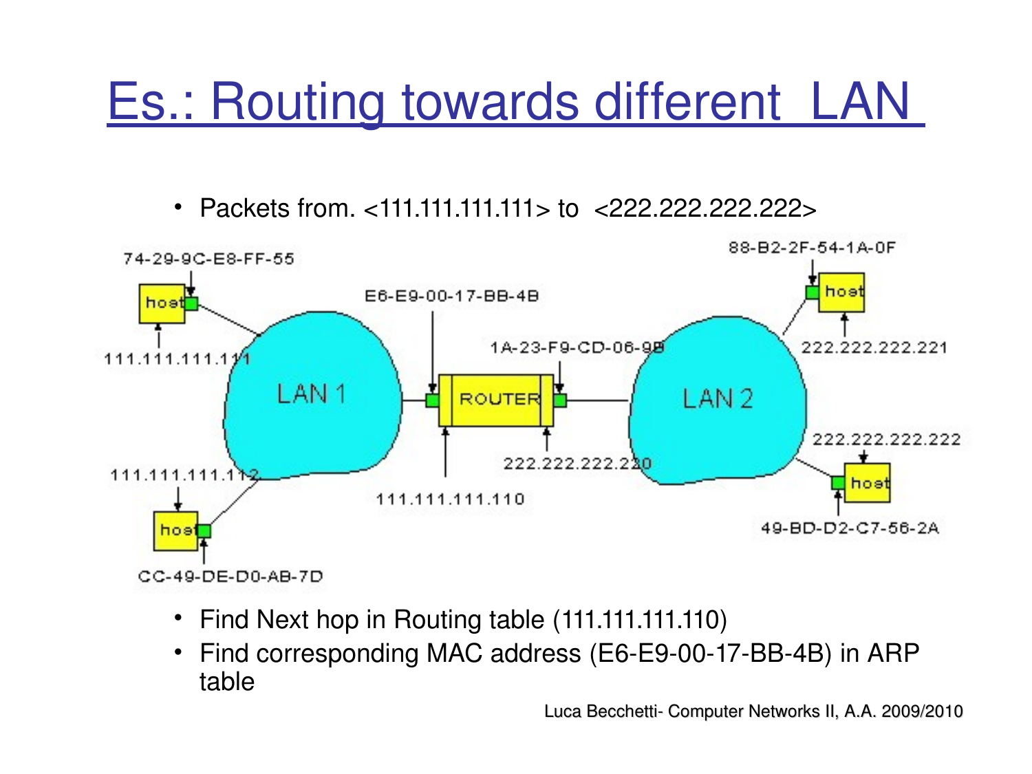# Es.: Routing towards different LAN

- Packets from. <111.111.111.111> to <222.222.222.222>

- Find Next hop in Routing table (111.111.111.110)
- Find corresponding MAC address (E6-E9-00-17-BB-4B) in ARP table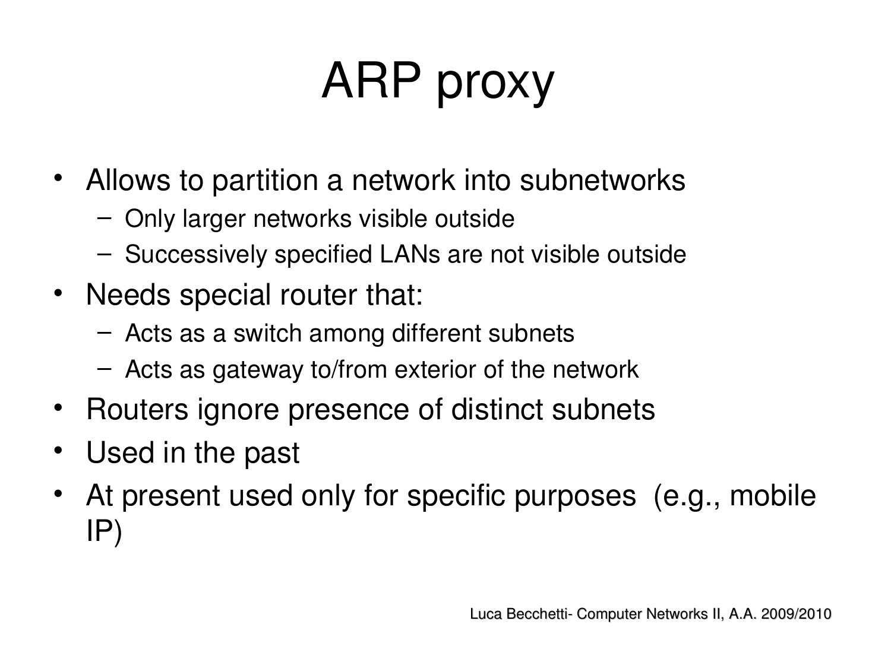# ARP proxy

- Allows to partition a network into subnetworks
  - Only larger networks visible outside
  - Successively specified LANs are not visible outside
- Needs special router that:
  - Acts as a switch among different subnets
  - Acts as gateway to/from exterior of the network
- Routers ignore presence of distinct subnets
- Used in the past
- At present used only for specific purposes (e.g., mobile IP)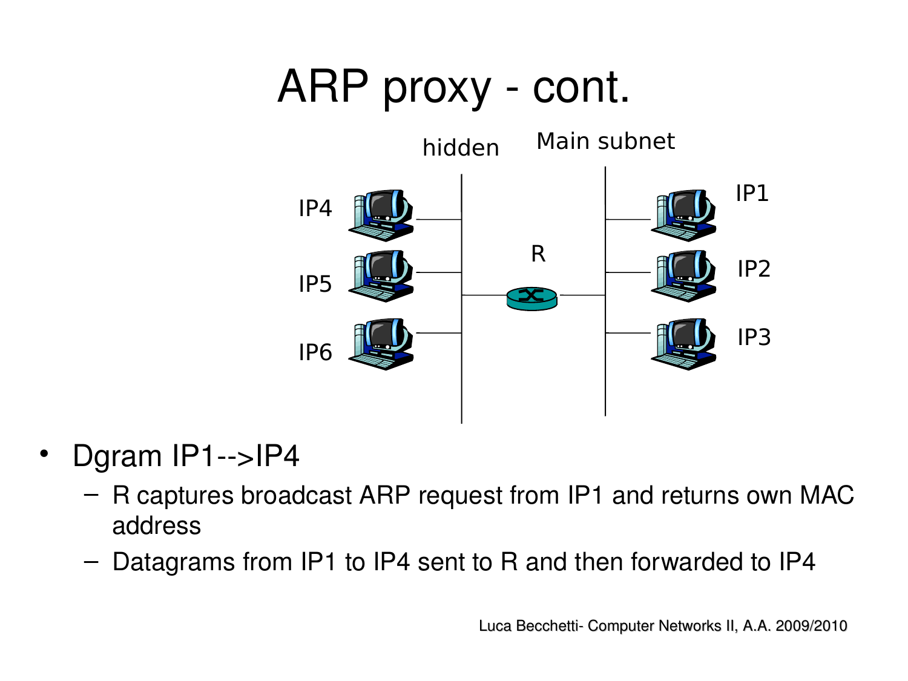# ARP proxy - cont.

- Dgram IP1-->IP4
  - R captures broadcast ARP request from IP1 and returns own MAC address
  - Datagrams from IP1 to IP4 sent to R and then forwarded to IP4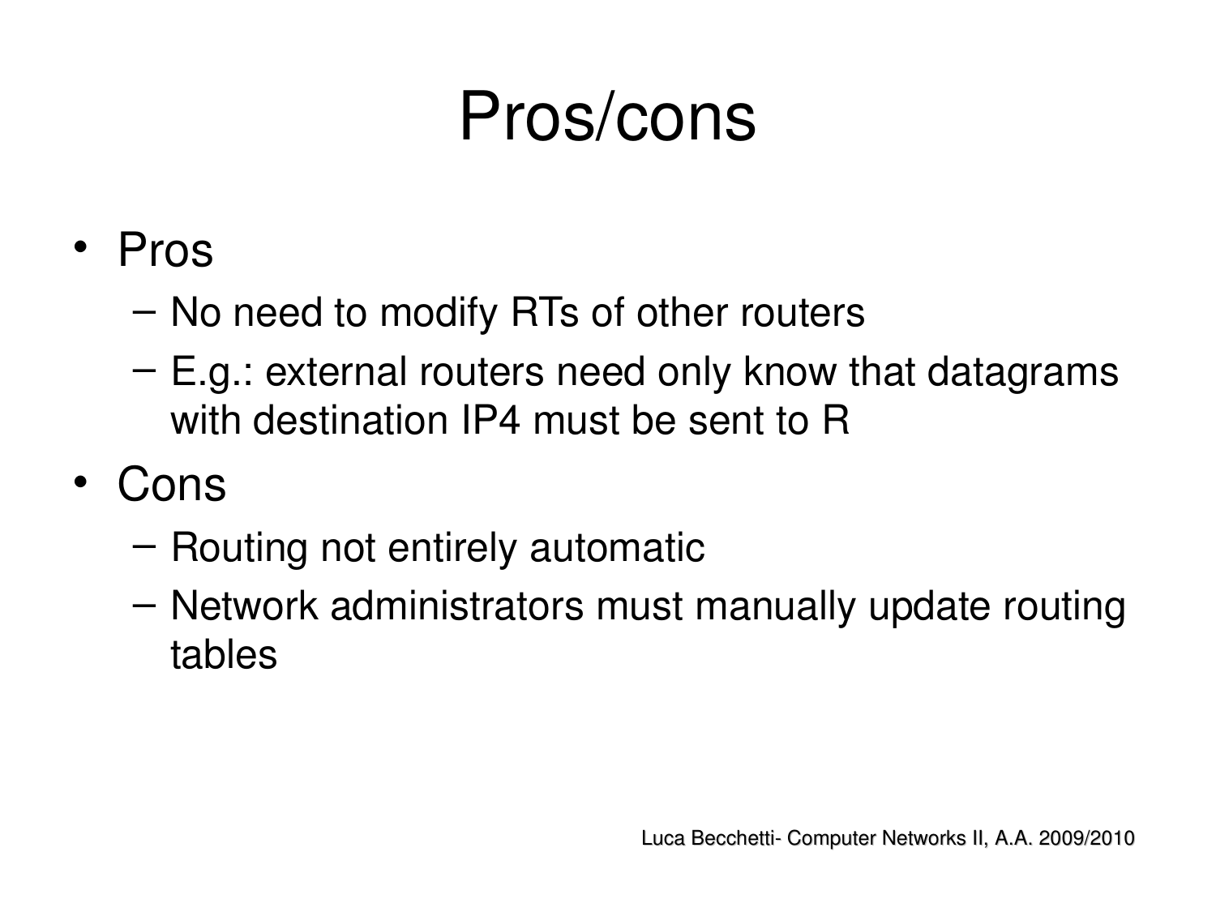# Pros/cons

- Pros
  - No need to modify RTs of other routers
  - E.g.: external routers need only know that datagrams with destination IP4 must be sent to R
- Cons
  - Routing not entirely automatic
  - Network administrators must manually update routing tables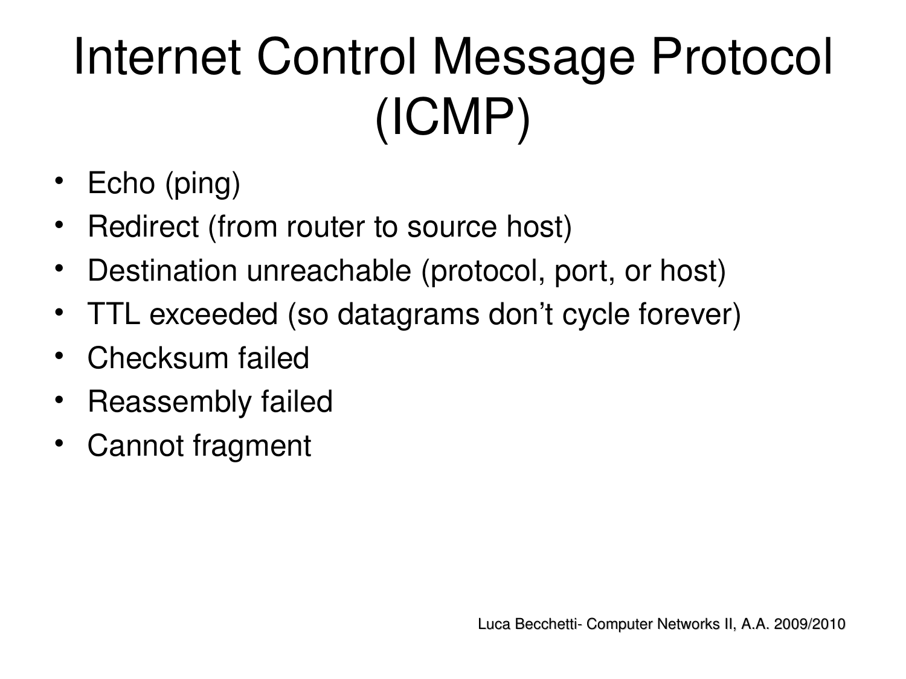# Internet Control Message Protocol (ICMP)

- Echo (ping)
- Redirect (from router to source host)
- Destination unreachable (protocol, port, or host)
- TTL exceeded (so datagrams don’t cycle forever)
- Checksum failed
- Reassembly failed
- Cannot fragment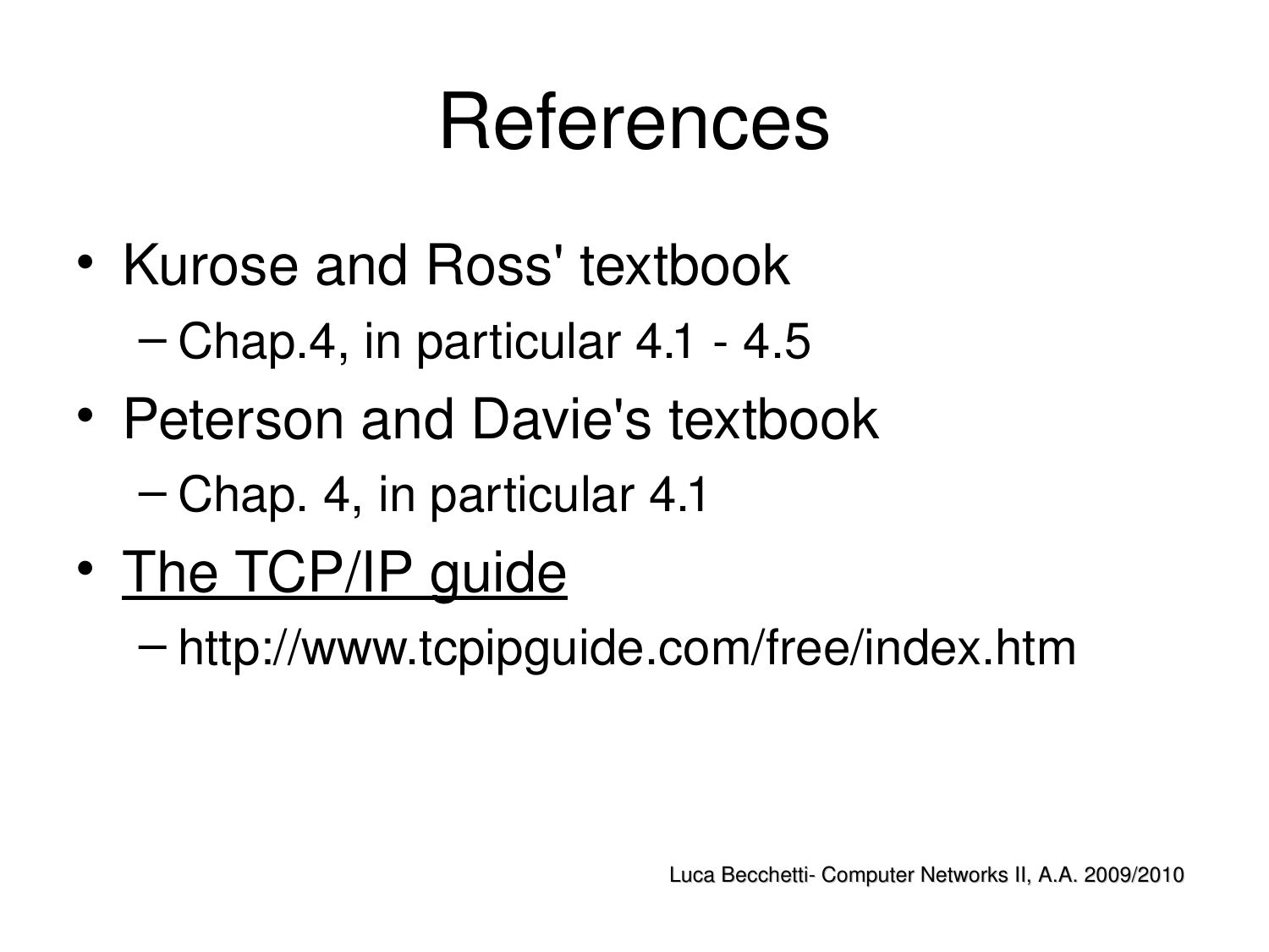# References

- Kurose and Ross' textbook
  - Chap.4, in particular 4.1 - 4.5
- Peterson and Davie's textbook
  - Chap. 4, in particular 4.1
- The TCP/IP guide
  - http://www.tcpipguide.com/free/index.htm